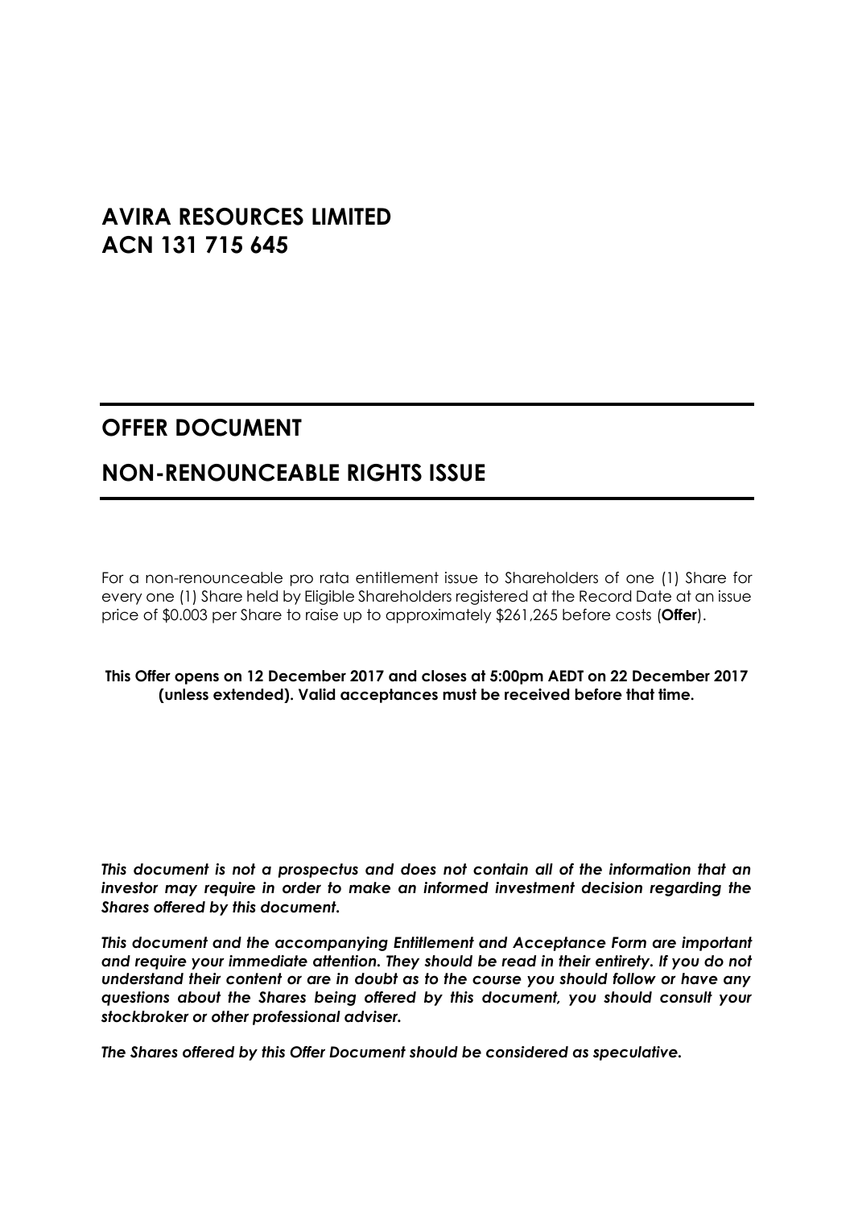# AVIRA RESOURCES LIMITED
# ACN 131 715 645

## OFFER DOCUMENT

## NON-RENOUNCEABLE RIGHTS ISSUE

For a non-renounceable pro rata entitlement issue to Shareholders of one (1) Share for every one (1) Share held by Eligible Shareholders registered at the Record Date at an issue price of $0.003 per Share to raise up to approximately $261,265 before costs (**Offer**).

**This Offer opens on 12 December 2017 and closes at 5:00pm AEDT on 22 December 2017 (unless extended). Valid acceptances must be received before that time.**

***This document is not a prospectus and does not contain all of the information that an investor may require in order to make an informed investment decision regarding the Shares offered by this document.***

***This document and the accompanying Entitlement and Acceptance Form are important and require your immediate attention. They should be read in their entirety. If you do not understand their content or are in doubt as to the course you should follow or have any questions about the Shares being offered by this document, you should consult your stockbroker or other professional adviser.***

***The Shares offered by this Offer Document should be considered as speculative.***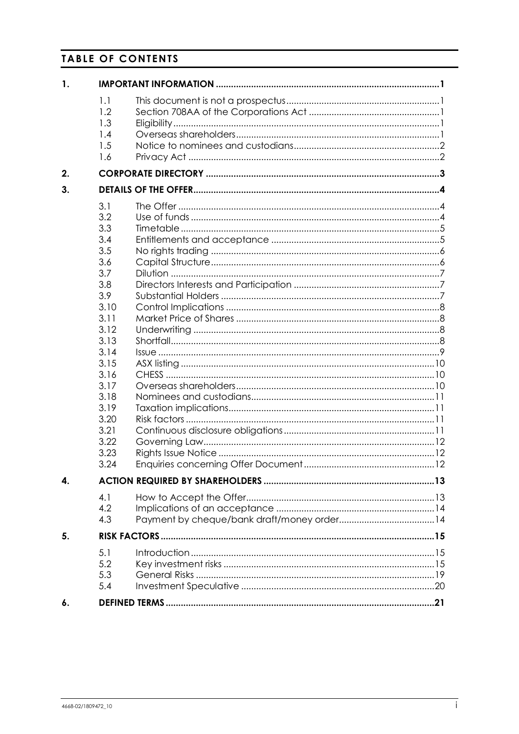# TABLE OF CONTENTS

| | | | |
|---|---|---|---|
| **1.** | **IMPORTANT INFORMATION** | | **1** |
| | 1.1 | This document is not a prospectus | 1 |
| | 1.2 | Section 708AA of the Corporations Act | 1 |
| | 1.3 | Eligibility | 1 |
| | 1.4 | Overseas shareholders | 1 |
| | 1.5 | Notice to nominees and custodians | 2 |
| | 1.6 | Privacy Act | 2 |
| **2.** | **CORPORATE DIRECTORY** | | **3** |
| **3.** | **DETAILS OF THE OFFER** | | **4** |
| | 3.1 | The Offer | 4 |
| | 3.2 | Use of funds | 4 |
| | 3.3 | Timetable | 5 |
| | 3.4 | Entitlements and acceptance | 5 |
| | 3.5 | No rights trading | 6 |
| | 3.6 | Capital Structure | 6 |
| | 3.7 | Dilution | 7 |
| | 3.8 | Directors Interests and Participation | 7 |
| | 3.9 | Substantial Holders | 7 |
| | 3.10 | Control Implications | 8 |
| | 3.11 | Market Price of Shares | 8 |
| | 3.12 | Underwriting | 8 |
| | 3.13 | Shortfall | 8 |
| | 3.14 | Issue | 9 |
| | 3.15 | ASX listing | 10 |
| | 3.16 | CHESS | 10 |
| | 3.17 | Overseas shareholders | 10 |
| | 3.18 | Nominees and custodians | 11 |
| | 3.19 | Taxation implications | 11 |
| | 3.20 | Risk factors | 11 |
| | 3.21 | Continuous disclosure obligations | 11 |
| | 3.22 | Governing Law | 12 |
| | 3.23 | Rights Issue Notice | 12 |
| | 3.24 | Enquiries concerning Offer Document | 12 |
| **4.** | **ACTION REQUIRED BY SHAREHOLDERS** | | **13** |
| | 4.1 | How to Accept the Offer | 13 |
| | 4.2 | Implications of an acceptance | 14 |
| | 4.3 | Payment by cheque/bank draft/money order | 14 |
| **5.** | **RISK FACTORS** | | **15** |
| | 5.1 | Introduction | 15 |
| | 5.2 | Key investment risks | 15 |
| | 5.3 | General Risks | 19 |
| | 5.4 | Investment Speculative | 20 |
| **6.** | **DEFINED TERMS** | | **21** |

4668-02/1809472_10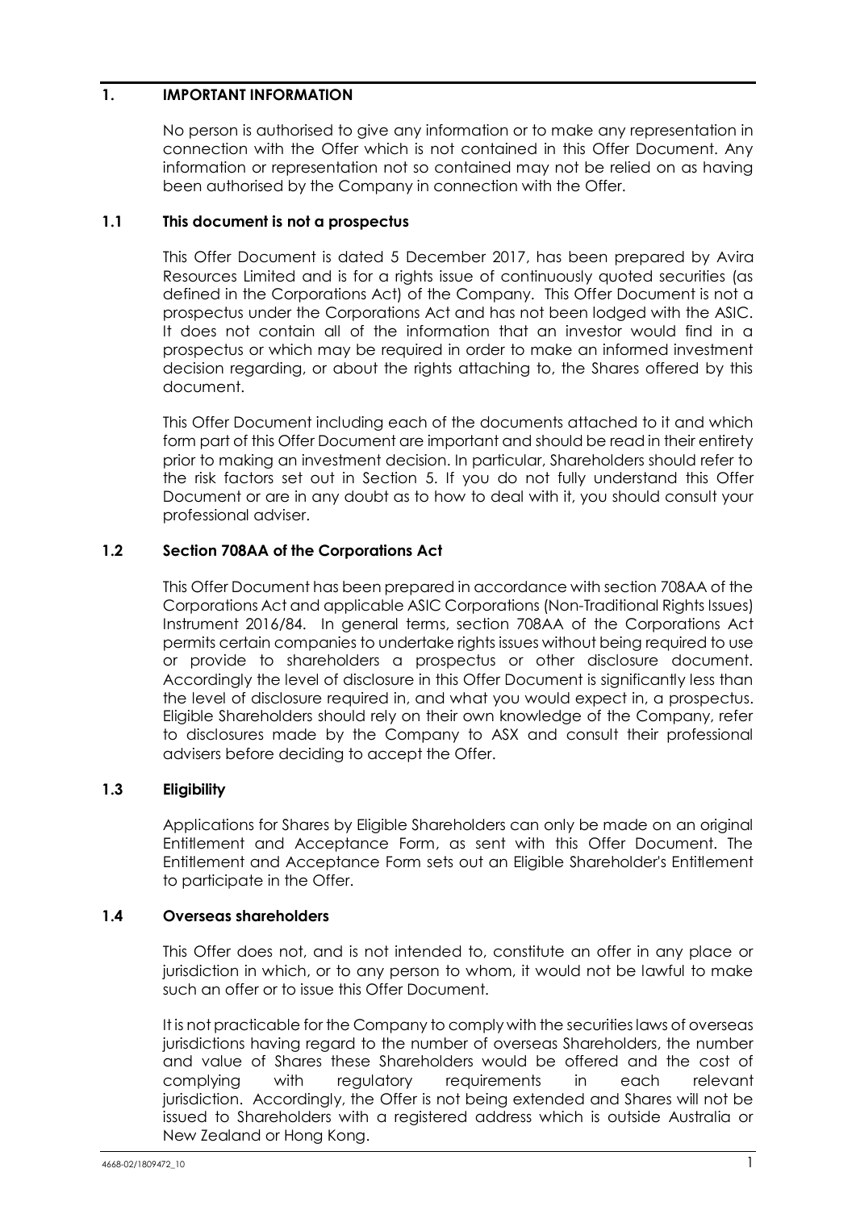# 1. IMPORTANT INFORMATION

No person is authorised to give any information or to make any representation in connection with the Offer which is not contained in this Offer Document. Any information or representation not so contained may not be relied on as having been authorised by the Company in connection with the Offer.

## 1.1 This document is not a prospectus

This Offer Document is dated 5 December 2017, has been prepared by Avira Resources Limited and is for a rights issue of continuously quoted securities (as defined in the Corporations Act) of the Company. This Offer Document is not a prospectus under the Corporations Act and has not been lodged with the ASIC. It does not contain all of the information that an investor would find in a prospectus or which may be required in order to make an informed investment decision regarding, or about the rights attaching to, the Shares offered by this document.

This Offer Document including each of the documents attached to it and which form part of this Offer Document are important and should be read in their entirety prior to making an investment decision. In particular, Shareholders should refer to the risk factors set out in Section 5. If you do not fully understand this Offer Document or are in any doubt as to how to deal with it, you should consult your professional adviser.

## 1.2 Section 708AA of the Corporations Act

This Offer Document has been prepared in accordance with section 708AA of the Corporations Act and applicable ASIC Corporations (Non-Traditional Rights Issues) Instrument 2016/84. In general terms, section 708AA of the Corporations Act permits certain companies to undertake rights issues without being required to use or provide to shareholders a prospectus or other disclosure document. Accordingly the level of disclosure in this Offer Document is significantly less than the level of disclosure required in, and what you would expect in, a prospectus. Eligible Shareholders should rely on their own knowledge of the Company, refer to disclosures made by the Company to ASX and consult their professional advisers before deciding to accept the Offer.

## 1.3 Eligibility

Applications for Shares by Eligible Shareholders can only be made on an original Entitlement and Acceptance Form, as sent with this Offer Document. The Entitlement and Acceptance Form sets out an Eligible Shareholder's Entitlement to participate in the Offer.

## 1.4 Overseas shareholders

This Offer does not, and is not intended to, constitute an offer in any place or jurisdiction in which, or to any person to whom, it would not be lawful to make such an offer or to issue this Offer Document.

It is not practicable for the Company to comply with the securities laws of overseas jurisdictions having regard to the number of overseas Shareholders, the number and value of Shares these Shareholders would be offered and the cost of complying with regulatory requirements in each relevant jurisdiction. Accordingly, the Offer is not being extended and Shares will not be issued to Shareholders with a registered address which is outside Australia or New Zealand or Hong Kong.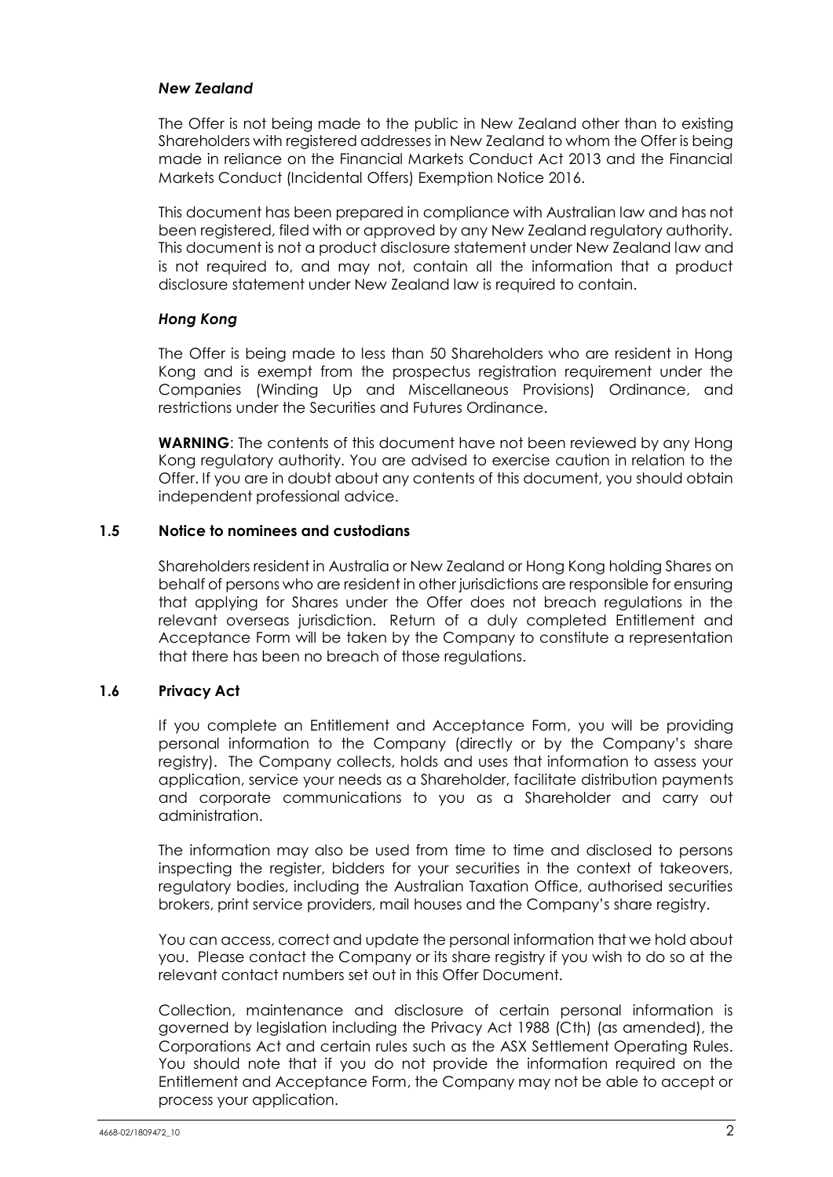***New Zealand***

The Offer is not being made to the public in New Zealand other than to existing Shareholders with registered addresses in New Zealand to whom the Offer is being made in reliance on the Financial Markets Conduct Act 2013 and the Financial Markets Conduct (Incidental Offers) Exemption Notice 2016.

This document has been prepared in compliance with Australian law and has not been registered, filed with or approved by any New Zealand regulatory authority. This document is not a product disclosure statement under New Zealand law and is not required to, and may not, contain all the information that a product disclosure statement under New Zealand law is required to contain.

***Hong Kong***

The Offer is being made to less than 50 Shareholders who are resident in Hong Kong and is exempt from the prospectus registration requirement under the Companies (Winding Up and Miscellaneous Provisions) Ordinance, and restrictions under the Securities and Futures Ordinance.

**WARNING**: The contents of this document have not been reviewed by any Hong Kong regulatory authority. You are advised to exercise caution in relation to the Offer. If you are in doubt about any contents of this document, you should obtain independent professional advice.

### 1.5 Notice to nominees and custodians

Shareholders resident in Australia or New Zealand or Hong Kong holding Shares on behalf of persons who are resident in other jurisdictions are responsible for ensuring that applying for Shares under the Offer does not breach regulations in the relevant overseas jurisdiction. Return of a duly completed Entitlement and Acceptance Form will be taken by the Company to constitute a representation that there has been no breach of those regulations.

### 1.6 Privacy Act

If you complete an Entitlement and Acceptance Form, you will be providing personal information to the Company (directly or by the Company's share registry). The Company collects, holds and uses that information to assess your application, service your needs as a Shareholder, facilitate distribution payments and corporate communications to you as a Shareholder and carry out administration.

The information may also be used from time to time and disclosed to persons inspecting the register, bidders for your securities in the context of takeovers, regulatory bodies, including the Australian Taxation Office, authorised securities brokers, print service providers, mail houses and the Company's share registry.

You can access, correct and update the personal information that we hold about you. Please contact the Company or its share registry if you wish to do so at the relevant contact numbers set out in this Offer Document.

Collection, maintenance and disclosure of certain personal information is governed by legislation including the Privacy Act 1988 (Cth) (as amended), the Corporations Act and certain rules such as the ASX Settlement Operating Rules. You should note that if you do not provide the information required on the Entitlement and Acceptance Form, the Company may not be able to accept or process your application.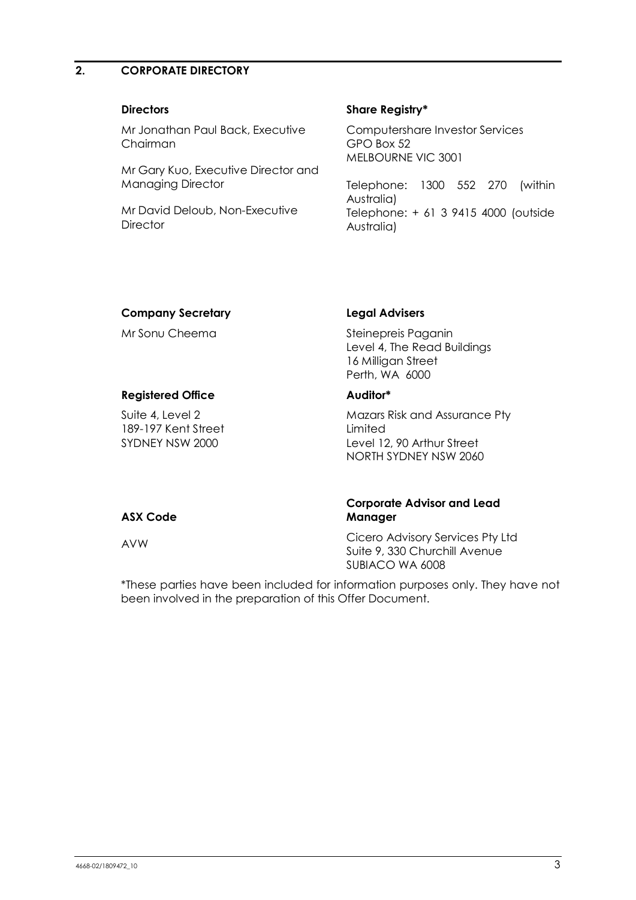## 2. CORPORATE DIRECTORY

**Directors**

Mr Jonathan Paul Back, Executive Chairman

Mr Gary Kuo, Executive Director and Managing Director

Mr David Deloub, Non-Executive Director

**Share Registry***

Computershare Investor Services
GPO Box 52
MELBOURNE VIC 3001

Telephone: 1300 552 270 (within Australia)
Telephone: + 61 3 9415 4000 (outside Australia)

**Company Secretary**

Mr Sonu Cheema

**Legal Advisers**

Steinepreis Paganin
Level 4, The Read Buildings
16 Milligan Street
Perth, WA 6000

**Registered Office**

Suite 4, Level 2
189-197 Kent Street
SYDNEY NSW 2000

**Auditor***

Mazars Risk and Assurance Pty Limited
Level 12, 90 Arthur Street
NORTH SYDNEY NSW 2060

**ASX Code**

AVW

**Corporate Advisor and Lead Manager**

Cicero Advisory Services Pty Ltd
Suite 9, 330 Churchill Avenue
SUBIACO WA 6008

*These parties have been included for information purposes only. They have not been involved in the preparation of this Offer Document.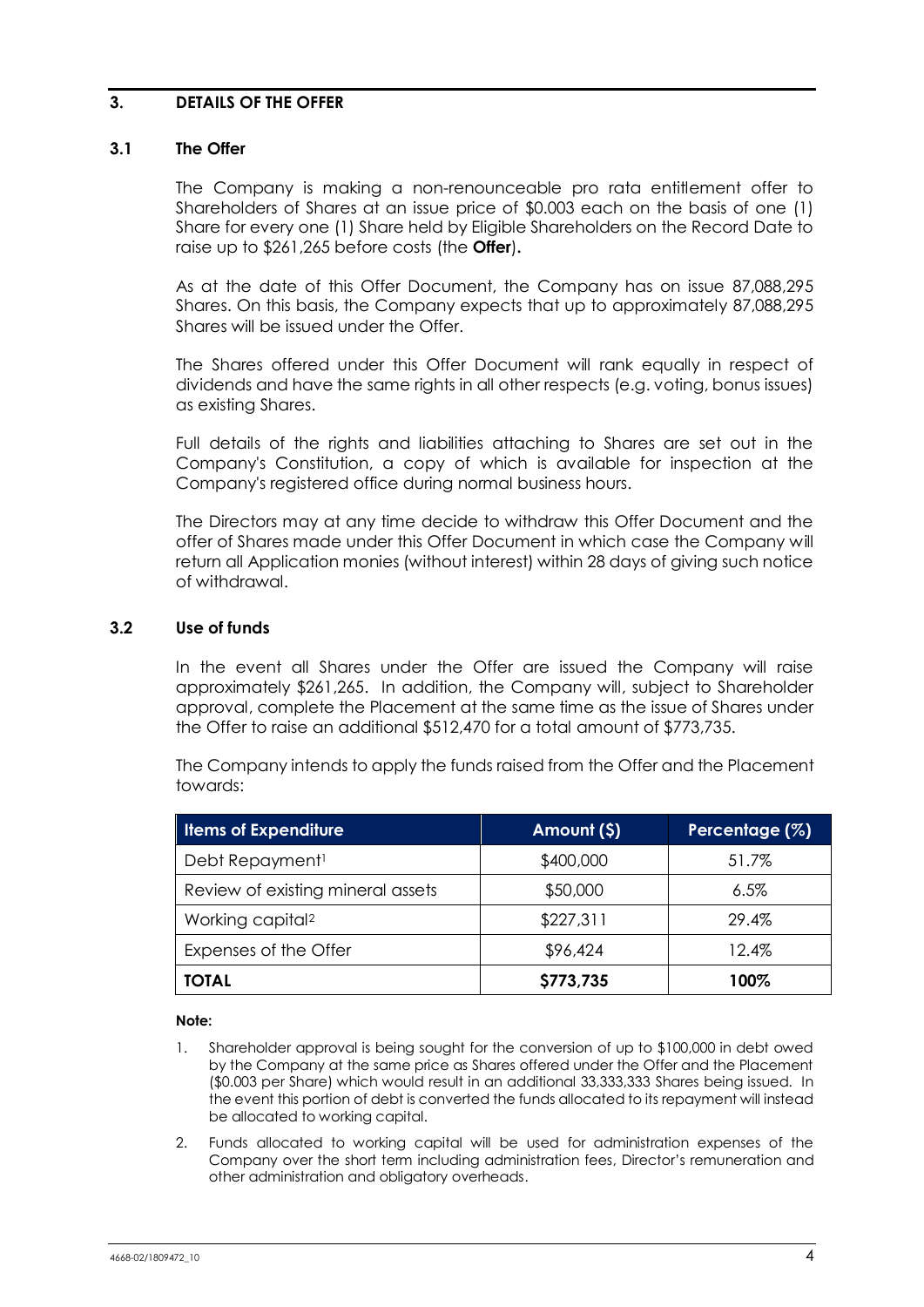## 3. DETAILS OF THE OFFER

### 3.1 The Offer

The Company is making a non-renounceable pro rata entitlement offer to Shareholders of Shares at an issue price of $0.003 each on the basis of one (1) Share for every one (1) Share held by Eligible Shareholders on the Record Date to raise up to $261,265 before costs (the **Offer**).

As at the date of this Offer Document, the Company has on issue 87,088,295 Shares. On this basis, the Company expects that up to approximately 87,088,295 Shares will be issued under the Offer.

The Shares offered under this Offer Document will rank equally in respect of dividends and have the same rights in all other respects (e.g. voting, bonus issues) as existing Shares.

Full details of the rights and liabilities attaching to Shares are set out in the Company's Constitution, a copy of which is available for inspection at the Company's registered office during normal business hours.

The Directors may at any time decide to withdraw this Offer Document and the offer of Shares made under this Offer Document in which case the Company will return all Application monies (without interest) within 28 days of giving such notice of withdrawal.

### 3.2 Use of funds

In the event all Shares under the Offer are issued the Company will raise approximately $261,265. In addition, the Company will, subject to Shareholder approval, complete the Placement at the same time as the issue of Shares under the Offer to raise an additional $512,470 for a total amount of $773,735.

The Company intends to apply the funds raised from the Offer and the Placement towards:

| Items of Expenditure | Amount ($) | Percentage (%) |
|---|---|---|
| Debt Repayment[1] | $400,000 | 51.7% |
| Review of existing mineral assets | $50,000 | 6.5% |
| Working capital[2] | $227,311 | 29.4% |
| Expenses of the Offer | $96,424 | 12.4% |
| **TOTAL** | **$773,735** | **100%** |

**Note:**

1. Shareholder approval is being sought for the conversion of up to $100,000 in debt owed by the Company at the same price as Shares offered under the Offer and the Placement ($0.003 per Share) which would result in an additional 33,333,333 Shares being issued. In the event this portion of debt is converted the funds allocated to its repayment will instead be allocated to working capital.
2. Funds allocated to working capital will be used for administration expenses of the Company over the short term including administration fees, Director's remuneration and other administration and obligatory overheads.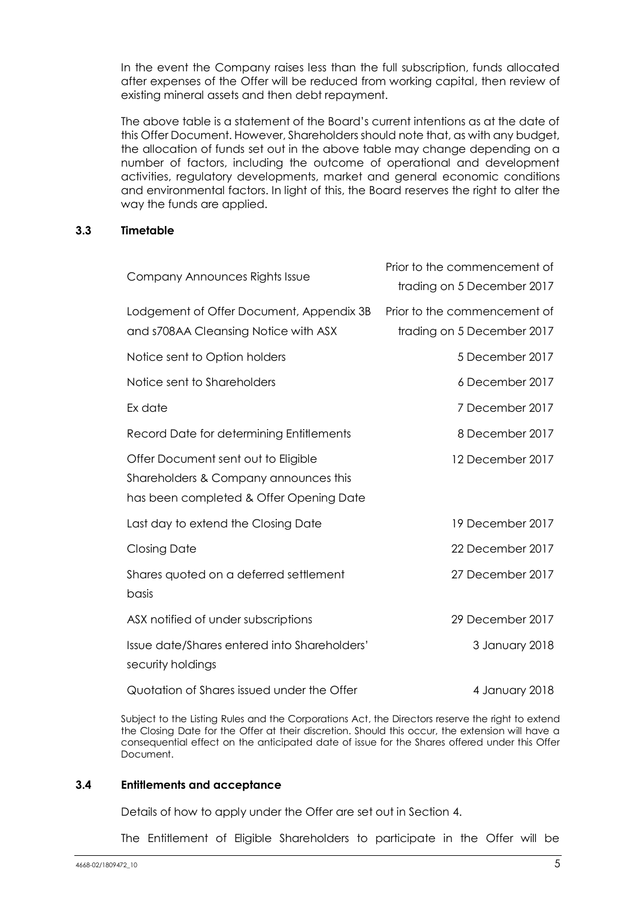In the event the Company raises less than the full subscription, funds allocated after expenses of the Offer will be reduced from working capital, then review of existing mineral assets and then debt repayment.

The above table is a statement of the Board's current intentions as at the date of this Offer Document. However, Shareholders should note that, as with any budget, the allocation of funds set out in the above table may change depending on a number of factors, including the outcome of operational and development activities, regulatory developments, market and general economic conditions and environmental factors. In light of this, the Board reserves the right to alter the way the funds are applied.

### 3.3 Timetable

| | |
|---|---|
| Company Announces Rights Issue | Prior to the commencement of trading on 5 December 2017 |
| Lodgement of Offer Document, Appendix 3B and s708AA Cleansing Notice with ASX | Prior to the commencement of trading on 5 December 2017 |
| Notice sent to Option holders | 5 December 2017 |
| Notice sent to Shareholders | 6 December 2017 |
| Ex date | 7 December 2017 |
| Record Date for determining Entitlements | 8 December 2017 |
| Offer Document sent out to Eligible Shareholders & Company announces this has been completed & Offer Opening Date | 12 December 2017 |
| Last day to extend the Closing Date | 19 December 2017 |
| Closing Date | 22 December 2017 |
| Shares quoted on a deferred settlement basis | 27 December 2017 |
| ASX notified of under subscriptions | 29 December 2017 |
| Issue date/Shares entered into Shareholders' security holdings | 3 January 2018 |
| Quotation of Shares issued under the Offer | 4 January 2018 |

Subject to the Listing Rules and the Corporations Act, the Directors reserve the right to extend the Closing Date for the Offer at their discretion. Should this occur, the extension will have a consequential effect on the anticipated date of issue for the Shares offered under this Offer Document.

### 3.4 Entitlements and acceptance

Details of how to apply under the Offer are set out in Section 4.

The Entitlement of Eligible Shareholders to participate in the Offer will be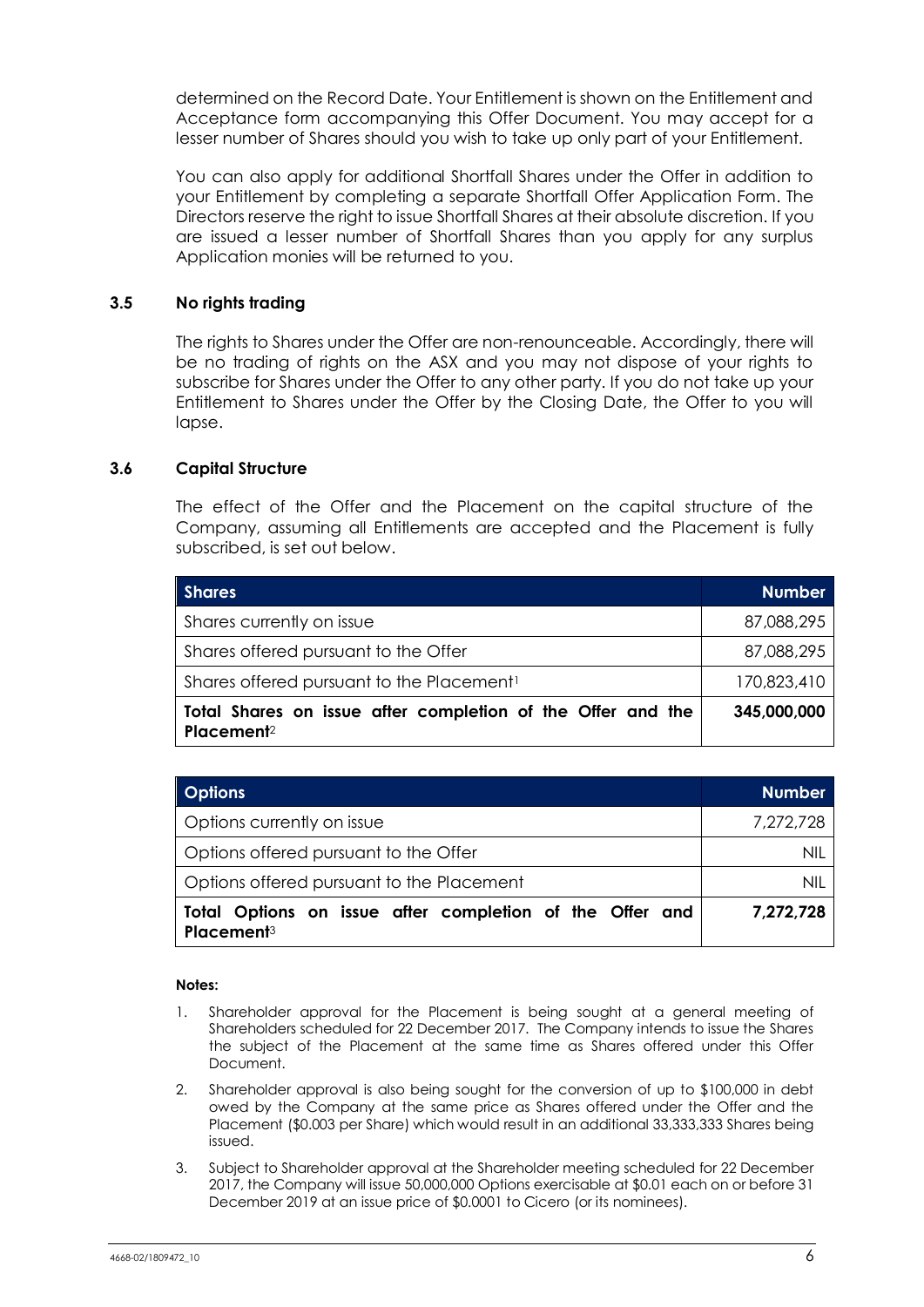determined on the Record Date. Your Entitlement is shown on the Entitlement and Acceptance form accompanying this Offer Document. You may accept for a lesser number of Shares should you wish to take up only part of your Entitlement.

You can also apply for additional Shortfall Shares under the Offer in addition to your Entitlement by completing a separate Shortfall Offer Application Form. The Directors reserve the right to issue Shortfall Shares at their absolute discretion. If you are issued a lesser number of Shortfall Shares than you apply for any surplus Application monies will be returned to you.

### 3.5 No rights trading

The rights to Shares under the Offer are non-renounceable. Accordingly, there will be no trading of rights on the ASX and you may not dispose of your rights to subscribe for Shares under the Offer to any other party. If you do not take up your Entitlement to Shares under the Offer by the Closing Date, the Offer to you will lapse.

### 3.6 Capital Structure

The effect of the Offer and the Placement on the capital structure of the Company, assuming all Entitlements are accepted and the Placement is fully subscribed, is set out below.

| Shares | Number |
|---|---|
| Shares currently on issue | 87,088,295 |
| Shares offered pursuant to the Offer | 87,088,295 |
| Shares offered pursuant to the Placement[1] | 170,823,410 |
| **Total Shares on issue after completion of the Offer and the Placement[2]** | **345,000,000** |

| Options | Number |
|---|---|
| Options currently on issue | 7,272,728 |
| Options offered pursuant to the Offer | NIL |
| Options offered pursuant to the Placement | NIL |
| **Total Options on issue after completion of the Offer and Placement[3]** | **7,272,728** |

**Notes:**

1. Shareholder approval for the Placement is being sought at a general meeting of Shareholders scheduled for 22 December 2017. The Company intends to issue the Shares the subject of the Placement at the same time as Shares offered under this Offer Document.
2. Shareholder approval is also being sought for the conversion of up to $100,000 in debt owed by the Company at the same price as Shares offered under the Offer and the Placement ($0.003 per Share) which would result in an additional 33,333,333 Shares being issued.
3. Subject to Shareholder approval at the Shareholder meeting scheduled for 22 December 2017, the Company will issue 50,000,000 Options exercisable at $0.01 each on or before 31 December 2019 at an issue price of $0.0001 to Cicero (or its nominees).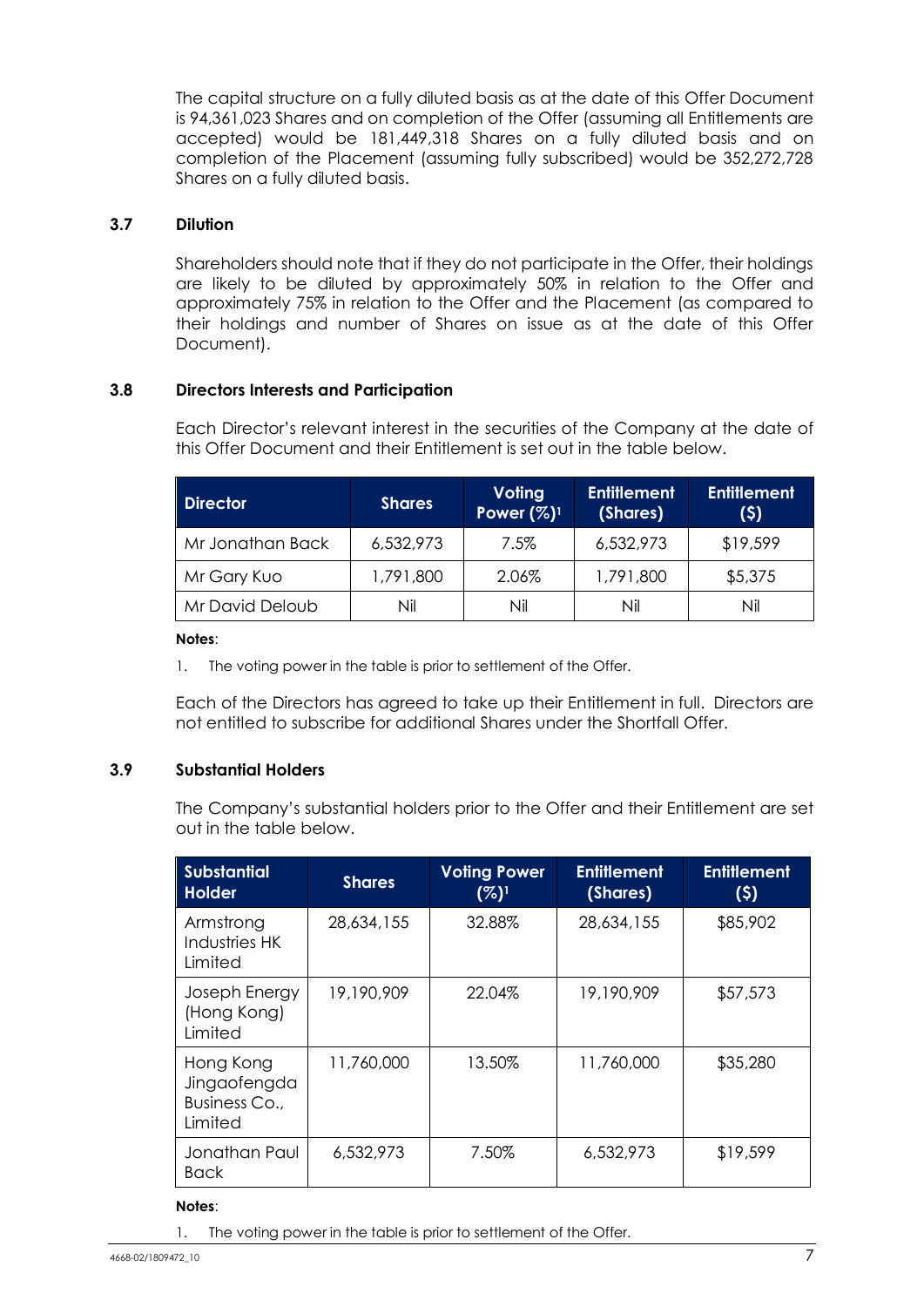The capital structure on a fully diluted basis as at the date of this Offer Document is 94,361,023 Shares and on completion of the Offer (assuming all Entitlements are accepted) would be 181,449,318 Shares on a fully diluted basis and on completion of the Placement (assuming fully subscribed) would be 352,272,728 Shares on a fully diluted basis.

### 3.7 Dilution

Shareholders should note that if they do not participate in the Offer, their holdings are likely to be diluted by approximately 50% in relation to the Offer and approximately 75% in relation to the Offer and the Placement (as compared to their holdings and number of Shares on issue as at the date of this Offer Document).

### 3.8 Directors Interests and Participation

Each Director's relevant interest in the securities of the Company at the date of this Offer Document and their Entitlement is set out in the table below.

| Director | Shares | Voting Power (%)[1] | Entitlement (Shares) | Entitlement ($) |
|---|---|---|---|---|
| Mr Jonathan Back | 6,532,973 | 7.5% | 6,532,973 | $19,599 |
| Mr Gary Kuo | 1,791,800 | 2.06% | 1,791,800 | $5,375 |
| Mr David Deloub | Nil | Nil | Nil | Nil |

**Notes**:

1. The voting power in the table is prior to settlement of the Offer.

Each of the Directors has agreed to take up their Entitlement in full. Directors are not entitled to subscribe for additional Shares under the Shortfall Offer.

### 3.9 Substantial Holders

The Company's substantial holders prior to the Offer and their Entitlement are set out in the table below.

| Substantial Holder | Shares | Voting Power (%)[1] | Entitlement (Shares) | Entitlement ($) |
|---|---|---|---|---|
| Armstrong Industries HK Limited | 28,634,155 | 32.88% | 28,634,155 | $85,902 |
| Joseph Energy (Hong Kong) Limited | 19,190,909 | 22.04% | 19,190,909 | $57,573 |
| Hong Kong Jingaofengda Business Co., Limited | 11,760,000 | 13.50% | 11,760,000 | $35,280 |
| Jonathan Paul Back | 6,532,973 | 7.50% | 6,532,973 | $19,599 |

**Notes**:

1. The voting power in the table is prior to settlement of the Offer.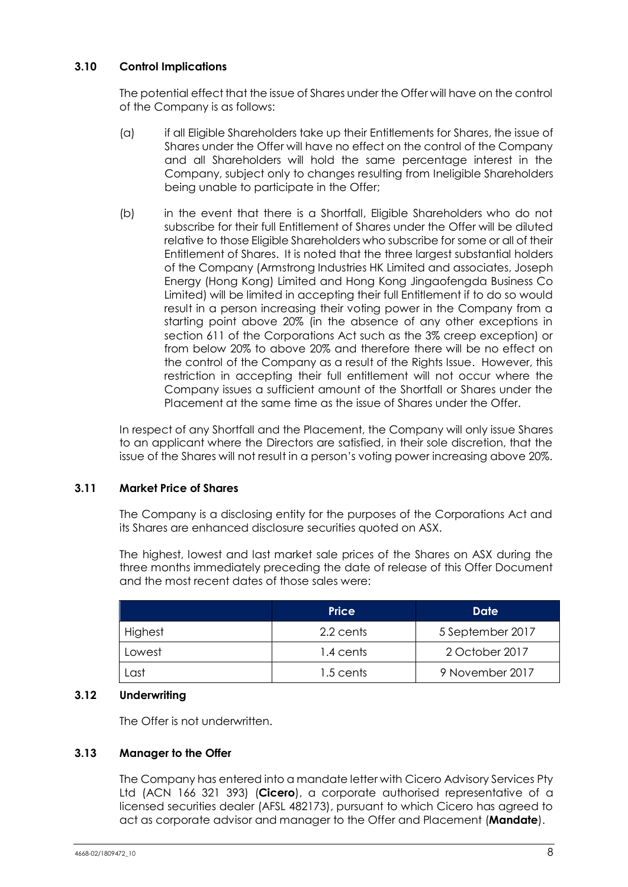### 3.10 Control Implications

The potential effect that the issue of Shares under the Offer will have on the control of the Company is as follows:

(a) if all Eligible Shareholders take up their Entitlements for Shares, the issue of Shares under the Offer will have no effect on the control of the Company and all Shareholders will hold the same percentage interest in the Company, subject only to changes resulting from Ineligible Shareholders being unable to participate in the Offer;

(b) in the event that there is a Shortfall, Eligible Shareholders who do not subscribe for their full Entitlement of Shares under the Offer will be diluted relative to those Eligible Shareholders who subscribe for some or all of their Entitlement of Shares. It is noted that the three largest substantial holders of the Company (Armstrong Industries HK Limited and associates, Joseph Energy (Hong Kong) Limited and Hong Kong Jingaofengda Business Co Limited) will be limited in accepting their full Entitlement if to do so would result in a person increasing their voting power in the Company from a starting point above 20% (in the absence of any other exceptions in section 611 of the Corporations Act such as the 3% creep exception) or from below 20% to above 20% and therefore there will be no effect on the control of the Company as a result of the Rights Issue. However, this restriction in accepting their full entitlement will not occur where the Company issues a sufficient amount of the Shortfall or Shares under the Placement at the same time as the issue of Shares under the Offer.

In respect of any Shortfall and the Placement, the Company will only issue Shares to an applicant where the Directors are satisfied, in their sole discretion, that the issue of the Shares will not result in a person's voting power increasing above 20%.

### 3.11 Market Price of Shares

The Company is a disclosing entity for the purposes of the Corporations Act and its Shares are enhanced disclosure securities quoted on ASX.

The highest, lowest and last market sale prices of the Shares on ASX during the three months immediately preceding the date of release of this Offer Document and the most recent dates of those sales were:

| | Price | Date |
|---|---|---|
| Highest | 2.2 cents | 5 September 2017 |
| Lowest | 1.4 cents | 2 October 2017 |
| Last | 1.5 cents | 9 November 2017 |

### 3.12 Underwriting

The Offer is not underwritten.

### 3.13 Manager to the Offer

The Company has entered into a mandate letter with Cicero Advisory Services Pty Ltd (ACN 166 321 393) (**Cicero**), a corporate authorised representative of a licensed securities dealer (AFSL 482173), pursuant to which Cicero has agreed to act as corporate advisor and manager to the Offer and Placement (**Mandate**).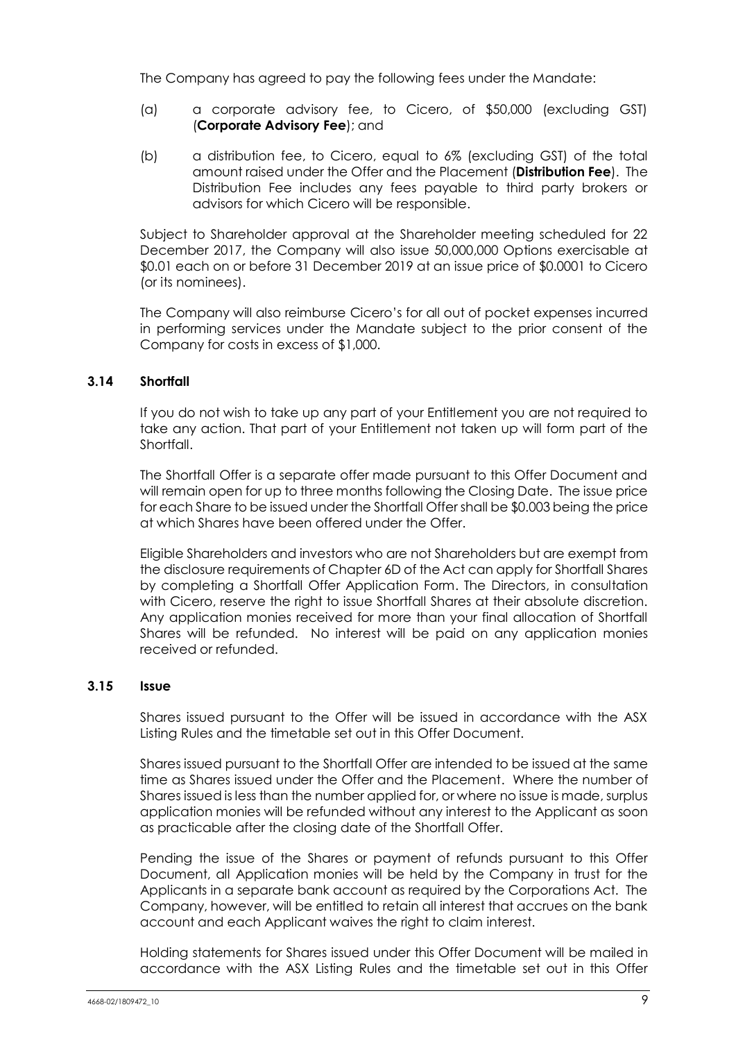The Company has agreed to pay the following fees under the Mandate:

(a) a corporate advisory fee, to Cicero, of $50,000 (excluding GST) (**Corporate Advisory Fee**); and

(b) a distribution fee, to Cicero, equal to 6% (excluding GST) of the total amount raised under the Offer and the Placement (**Distribution Fee**). The Distribution Fee includes any fees payable to third party brokers or advisors for which Cicero will be responsible.

Subject to Shareholder approval at the Shareholder meeting scheduled for 22 December 2017, the Company will also issue 50,000,000 Options exercisable at $0.01 each on or before 31 December 2019 at an issue price of $0.0001 to Cicero (or its nominees).

The Company will also reimburse Cicero's for all out of pocket expenses incurred in performing services under the Mandate subject to the prior consent of the Company for costs in excess of $1,000.

### 3.14 Shortfall

If you do not wish to take up any part of your Entitlement you are not required to take any action. That part of your Entitlement not taken up will form part of the Shortfall.

The Shortfall Offer is a separate offer made pursuant to this Offer Document and will remain open for up to three months following the Closing Date. The issue price for each Share to be issued under the Shortfall Offer shall be $0.003 being the price at which Shares have been offered under the Offer.

Eligible Shareholders and investors who are not Shareholders but are exempt from the disclosure requirements of Chapter 6D of the Act can apply for Shortfall Shares by completing a Shortfall Offer Application Form. The Directors, in consultation with Cicero, reserve the right to issue Shortfall Shares at their absolute discretion. Any application monies received for more than your final allocation of Shortfall Shares will be refunded. No interest will be paid on any application monies received or refunded.

### 3.15 Issue

Shares issued pursuant to the Offer will be issued in accordance with the ASX Listing Rules and the timetable set out in this Offer Document.

Shares issued pursuant to the Shortfall Offer are intended to be issued at the same time as Shares issued under the Offer and the Placement. Where the number of Shares issued is less than the number applied for, or where no issue is made, surplus application monies will be refunded without any interest to the Applicant as soon as practicable after the closing date of the Shortfall Offer.

Pending the issue of the Shares or payment of refunds pursuant to this Offer Document, all Application monies will be held by the Company in trust for the Applicants in a separate bank account as required by the Corporations Act. The Company, however, will be entitled to retain all interest that accrues on the bank account and each Applicant waives the right to claim interest.

Holding statements for Shares issued under this Offer Document will be mailed in accordance with the ASX Listing Rules and the timetable set out in this Offer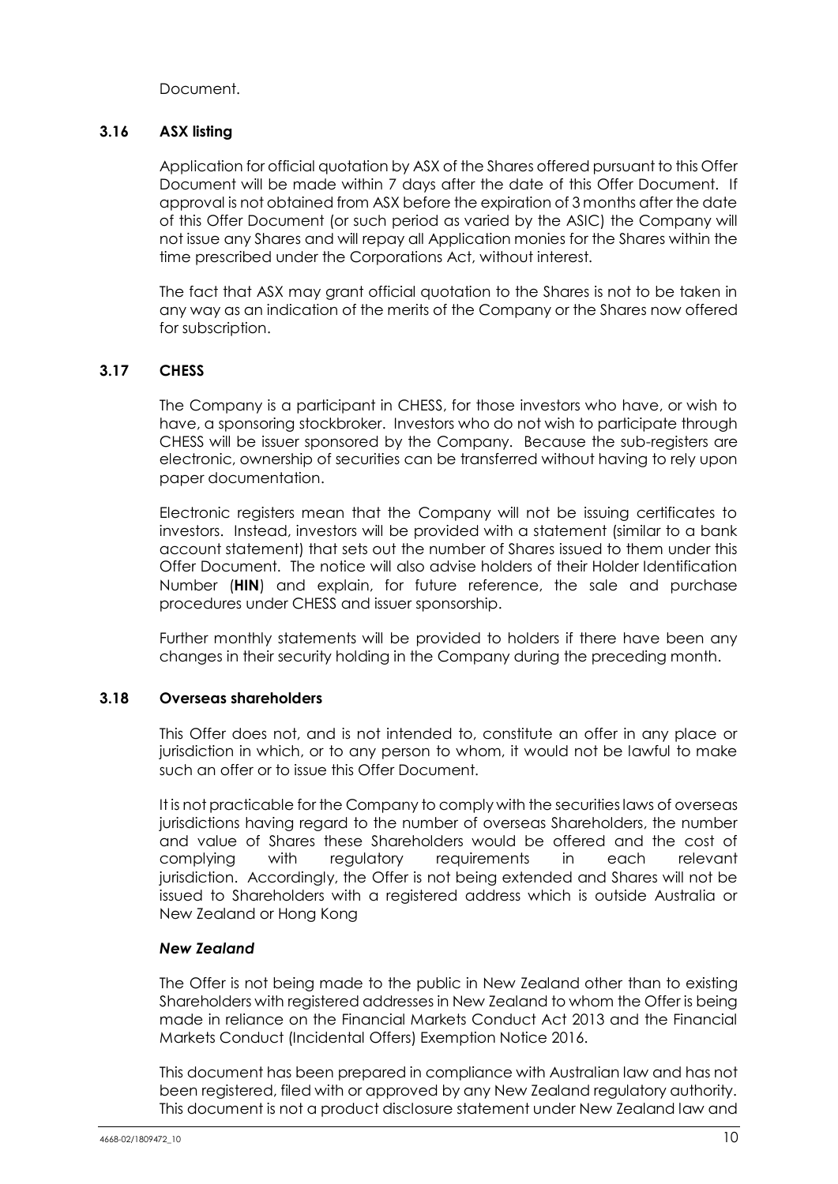Document.

### 3.16 ASX listing

Application for official quotation by ASX of the Shares offered pursuant to this Offer Document will be made within 7 days after the date of this Offer Document. If approval is not obtained from ASX before the expiration of 3 months after the date of this Offer Document (or such period as varied by the ASIC) the Company will not issue any Shares and will repay all Application monies for the Shares within the time prescribed under the Corporations Act, without interest.

The fact that ASX may grant official quotation to the Shares is not to be taken in any way as an indication of the merits of the Company or the Shares now offered for subscription.

### 3.17 CHESS

The Company is a participant in CHESS, for those investors who have, or wish to have, a sponsoring stockbroker. Investors who do not wish to participate through CHESS will be issuer sponsored by the Company. Because the sub-registers are electronic, ownership of securities can be transferred without having to rely upon paper documentation.

Electronic registers mean that the Company will not be issuing certificates to investors. Instead, investors will be provided with a statement (similar to a bank account statement) that sets out the number of Shares issued to them under this Offer Document. The notice will also advise holders of their Holder Identification Number (**HIN**) and explain, for future reference, the sale and purchase procedures under CHESS and issuer sponsorship.

Further monthly statements will be provided to holders if there have been any changes in their security holding in the Company during the preceding month.

### 3.18 Overseas shareholders

This Offer does not, and is not intended to, constitute an offer in any place or jurisdiction in which, or to any person to whom, it would not be lawful to make such an offer or to issue this Offer Document.

It is not practicable for the Company to comply with the securities laws of overseas jurisdictions having regard to the number of overseas Shareholders, the number and value of Shares these Shareholders would be offered and the cost of complying with regulatory requirements in each relevant jurisdiction. Accordingly, the Offer is not being extended and Shares will not be issued to Shareholders with a registered address which is outside Australia or New Zealand or Hong Kong

***New Zealand***

The Offer is not being made to the public in New Zealand other than to existing Shareholders with registered addresses in New Zealand to whom the Offer is being made in reliance on the Financial Markets Conduct Act 2013 and the Financial Markets Conduct (Incidental Offers) Exemption Notice 2016.

This document has been prepared in compliance with Australian law and has not been registered, filed with or approved by any New Zealand regulatory authority. This document is not a product disclosure statement under New Zealand law and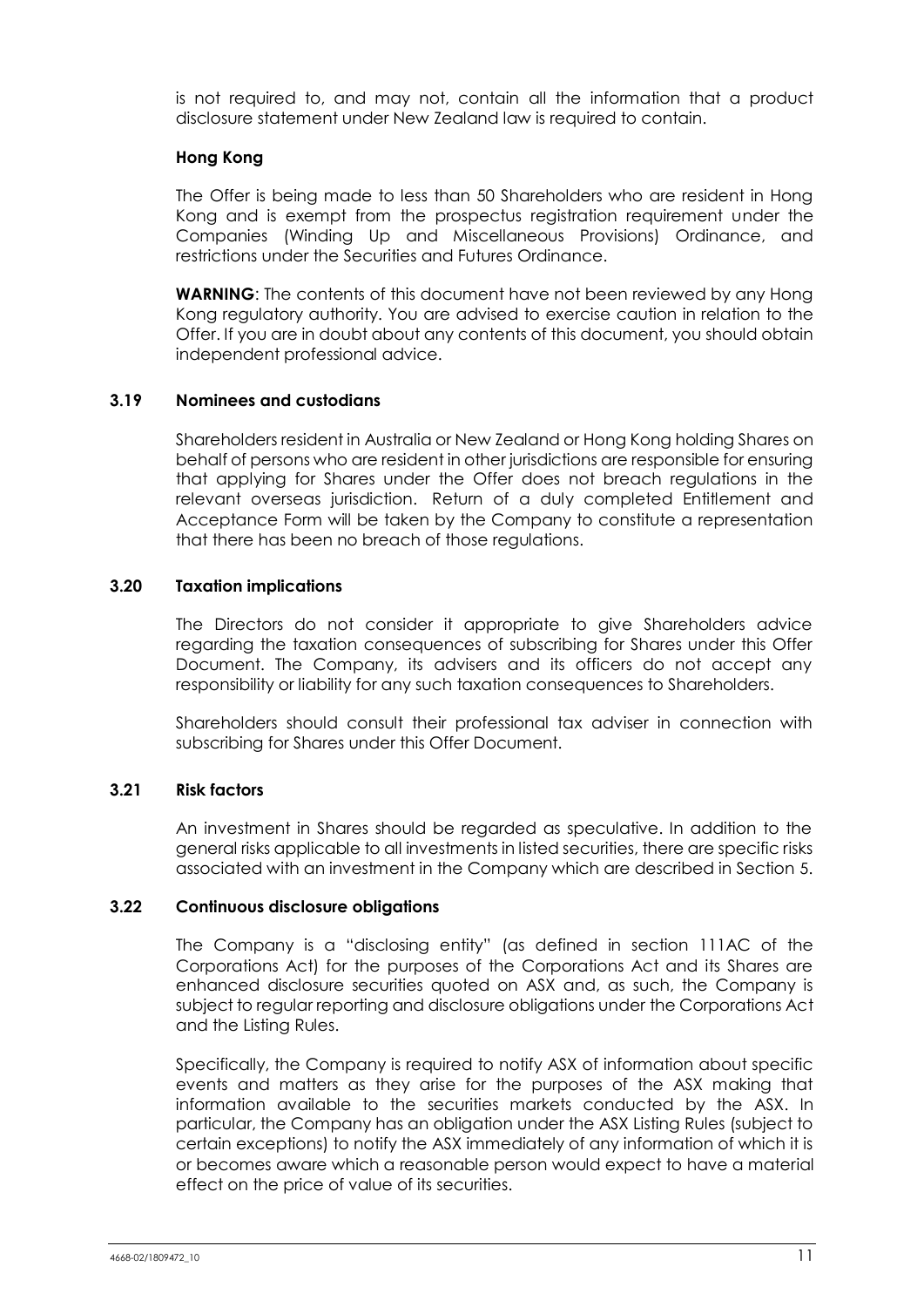is not required to, and may not, contain all the information that a product disclosure statement under New Zealand law is required to contain.

**Hong Kong**

The Offer is being made to less than 50 Shareholders who are resident in Hong Kong and is exempt from the prospectus registration requirement under the Companies (Winding Up and Miscellaneous Provisions) Ordinance, and restrictions under the Securities and Futures Ordinance.

**WARNING**: The contents of this document have not been reviewed by any Hong Kong regulatory authority. You are advised to exercise caution in relation to the Offer. If you are in doubt about any contents of this document, you should obtain independent professional advice.

### 3.19 Nominees and custodians

Shareholders resident in Australia or New Zealand or Hong Kong holding Shares on behalf of persons who are resident in other jurisdictions are responsible for ensuring that applying for Shares under the Offer does not breach regulations in the relevant overseas jurisdiction. Return of a duly completed Entitlement and Acceptance Form will be taken by the Company to constitute a representation that there has been no breach of those regulations.

### 3.20 Taxation implications

The Directors do not consider it appropriate to give Shareholders advice regarding the taxation consequences of subscribing for Shares under this Offer Document. The Company, its advisers and its officers do not accept any responsibility or liability for any such taxation consequences to Shareholders.

Shareholders should consult their professional tax adviser in connection with subscribing for Shares under this Offer Document.

### 3.21 Risk factors

An investment in Shares should be regarded as speculative. In addition to the general risks applicable to all investments in listed securities, there are specific risks associated with an investment in the Company which are described in Section 5.

### 3.22 Continuous disclosure obligations

The Company is a "disclosing entity" (as defined in section 111AC of the Corporations Act) for the purposes of the Corporations Act and its Shares are enhanced disclosure securities quoted on ASX and, as such, the Company is subject to regular reporting and disclosure obligations under the Corporations Act and the Listing Rules.

Specifically, the Company is required to notify ASX of information about specific events and matters as they arise for the purposes of the ASX making that information available to the securities markets conducted by the ASX. In particular, the Company has an obligation under the ASX Listing Rules (subject to certain exceptions) to notify the ASX immediately of any information of which it is or becomes aware which a reasonable person would expect to have a material effect on the price of value of its securities.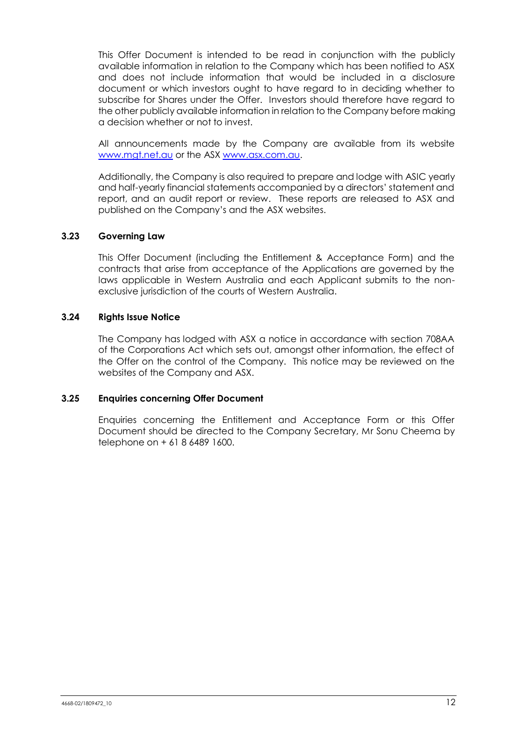This Offer Document is intended to be read in conjunction with the publicly available information in relation to the Company which has been notified to ASX and does not include information that would be included in a disclosure document or which investors ought to have regard to in deciding whether to subscribe for Shares under the Offer. Investors should therefore have regard to the other publicly available information in relation to the Company before making a decision whether or not to invest.

All announcements made by the Company are available from its website [www.mgt.net.au](www.mgt.net.au) or the ASX [www.asx.com.au](www.asx.com.au).

Additionally, the Company is also required to prepare and lodge with ASIC yearly and half-yearly financial statements accompanied by a directors' statement and report, and an audit report or review. These reports are released to ASX and published on the Company's and the ASX websites.

### 3.23 Governing Law

This Offer Document (including the Entitlement & Acceptance Form) and the contracts that arise from acceptance of the Applications are governed by the laws applicable in Western Australia and each Applicant submits to the non-exclusive jurisdiction of the courts of Western Australia.

### 3.24 Rights Issue Notice

The Company has lodged with ASX a notice in accordance with section 708AA of the Corporations Act which sets out, amongst other information, the effect of the Offer on the control of the Company. This notice may be reviewed on the websites of the Company and ASX.

### 3.25 Enquiries concerning Offer Document

Enquiries concerning the Entitlement and Acceptance Form or this Offer Document should be directed to the Company Secretary, Mr Sonu Cheema by telephone on + 61 8 6489 1600.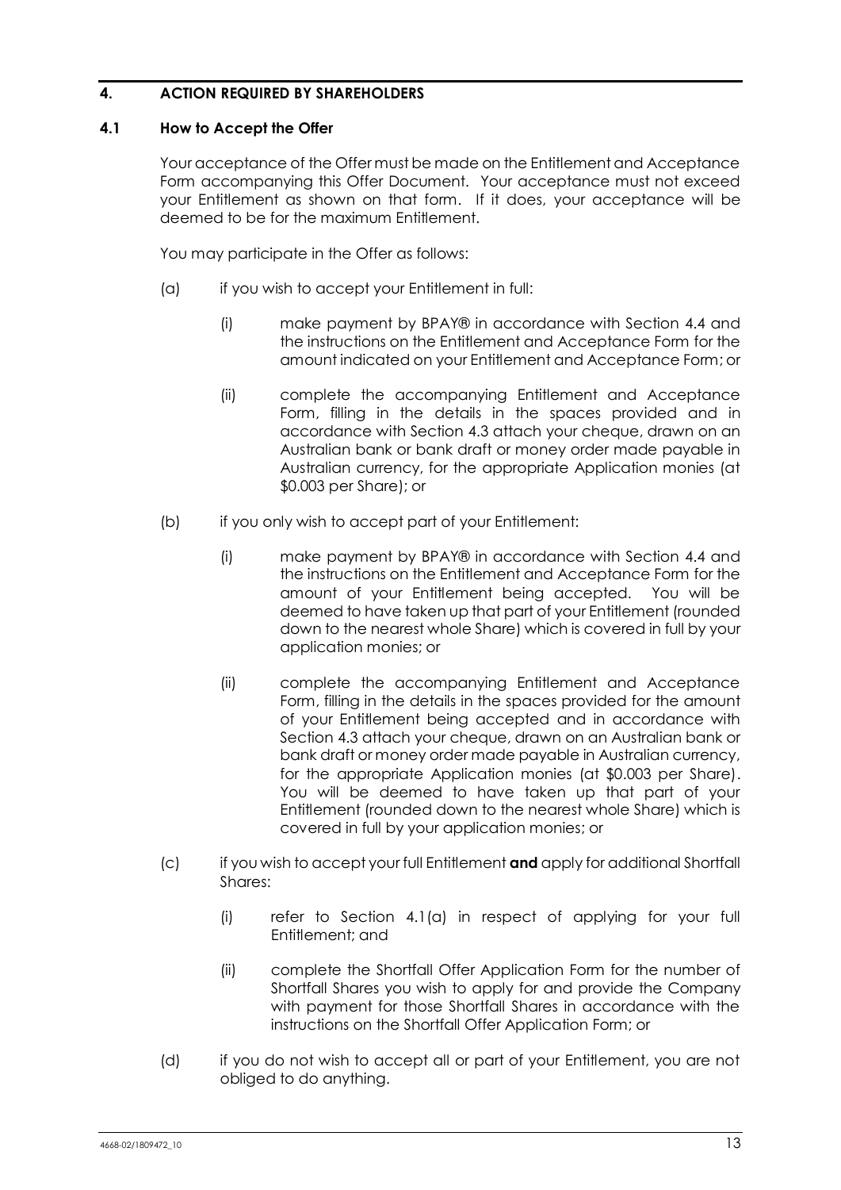## 4. ACTION REQUIRED BY SHAREHOLDERS

### 4.1 How to Accept the Offer

Your acceptance of the Offer must be made on the Entitlement and Acceptance Form accompanying this Offer Document. Your acceptance must not exceed your Entitlement as shown on that form. If it does, your acceptance will be deemed to be for the maximum Entitlement.

You may participate in the Offer as follows:

(a) if you wish to accept your Entitlement in full:

  (i) make payment by BPAY® in accordance with Section 4.4 and the instructions on the Entitlement and Acceptance Form for the amount indicated on your Entitlement and Acceptance Form; or

  (ii) complete the accompanying Entitlement and Acceptance Form, filling in the details in the spaces provided and in accordance with Section 4.3 attach your cheque, drawn on an Australian bank or bank draft or money order made payable in Australian currency, for the appropriate Application monies (at $0.003 per Share); or

(b) if you only wish to accept part of your Entitlement:

  (i) make payment by BPAY® in accordance with Section 4.4 and the instructions on the Entitlement and Acceptance Form for the amount of your Entitlement being accepted. You will be deemed to have taken up that part of your Entitlement (rounded down to the nearest whole Share) which is covered in full by your application monies; or

  (ii) complete the accompanying Entitlement and Acceptance Form, filling in the details in the spaces provided for the amount of your Entitlement being accepted and in accordance with Section 4.3 attach your cheque, drawn on an Australian bank or bank draft or money order made payable in Australian currency, for the appropriate Application monies (at $0.003 per Share). You will be deemed to have taken up that part of your Entitlement (rounded down to the nearest whole Share) which is covered in full by your application monies; or

(c) if you wish to accept your full Entitlement **and** apply for additional Shortfall Shares:

  (i) refer to Section 4.1(a) in respect of applying for your full Entitlement; and

  (ii) complete the Shortfall Offer Application Form for the number of Shortfall Shares you wish to apply for and provide the Company with payment for those Shortfall Shares in accordance with the instructions on the Shortfall Offer Application Form; or

(d) if you do not wish to accept all or part of your Entitlement, you are not obliged to do anything.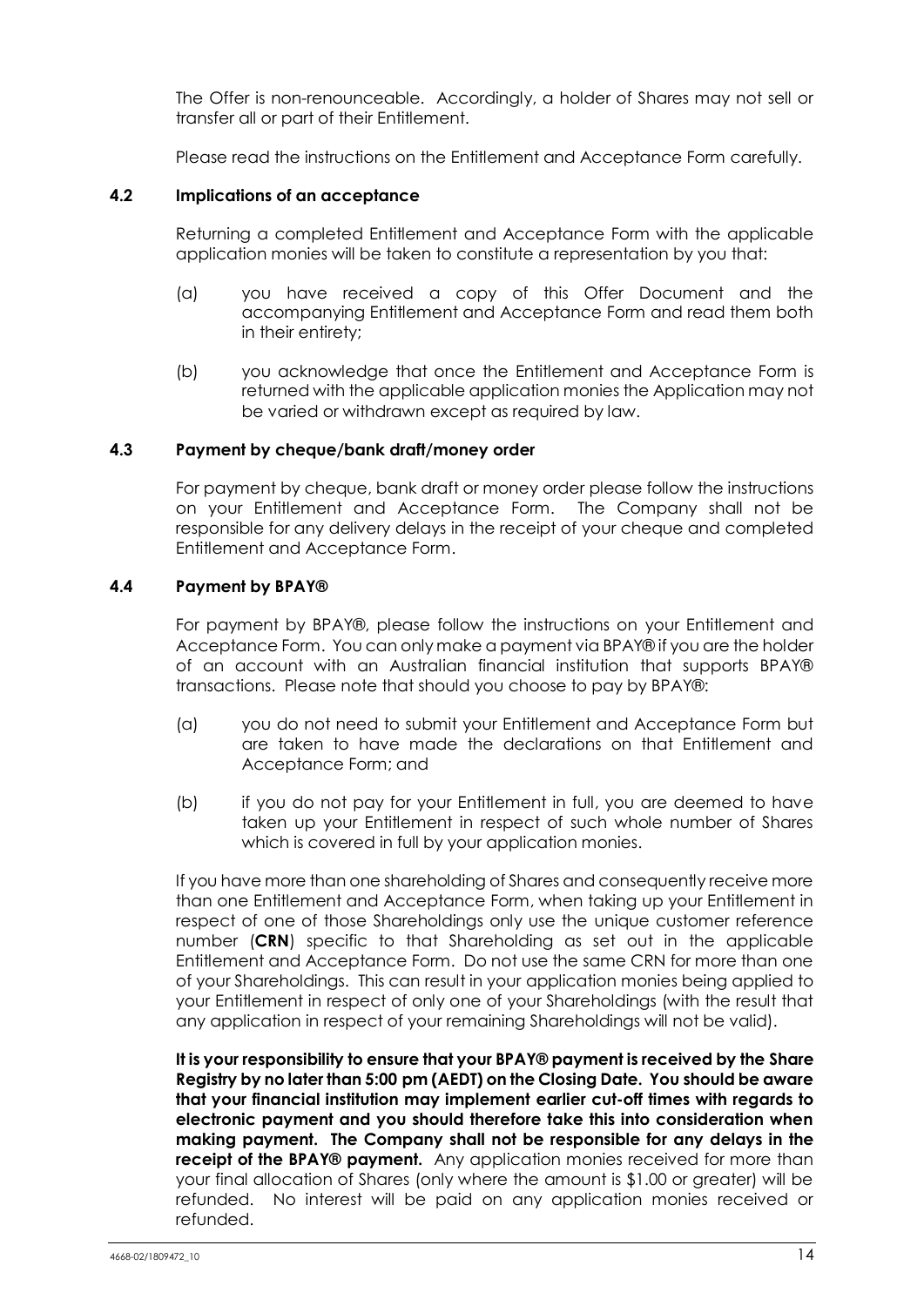The Offer is non-renounceable. Accordingly, a holder of Shares may not sell or transfer all or part of their Entitlement.

Please read the instructions on the Entitlement and Acceptance Form carefully.

### 4.2 Implications of an acceptance

Returning a completed Entitlement and Acceptance Form with the applicable application monies will be taken to constitute a representation by you that:

(a) you have received a copy of this Offer Document and the accompanying Entitlement and Acceptance Form and read them both in their entirety;

(b) you acknowledge that once the Entitlement and Acceptance Form is returned with the applicable application monies the Application may not be varied or withdrawn except as required by law.

### 4.3 Payment by cheque/bank draft/money order

For payment by cheque, bank draft or money order please follow the instructions on your Entitlement and Acceptance Form. The Company shall not be responsible for any delivery delays in the receipt of your cheque and completed Entitlement and Acceptance Form.

### 4.4 Payment by BPAY®

For payment by BPAY®, please follow the instructions on your Entitlement and Acceptance Form. You can only make a payment via BPAY® if you are the holder of an account with an Australian financial institution that supports BPAY® transactions. Please note that should you choose to pay by BPAY®:

(a) you do not need to submit your Entitlement and Acceptance Form but are taken to have made the declarations on that Entitlement and Acceptance Form; and

(b) if you do not pay for your Entitlement in full, you are deemed to have taken up your Entitlement in respect of such whole number of Shares which is covered in full by your application monies.

If you have more than one shareholding of Shares and consequently receive more than one Entitlement and Acceptance Form, when taking up your Entitlement in respect of one of those Shareholdings only use the unique customer reference number (**CRN**) specific to that Shareholding as set out in the applicable Entitlement and Acceptance Form. Do not use the same CRN for more than one of your Shareholdings. This can result in your application monies being applied to your Entitlement in respect of only one of your Shareholdings (with the result that any application in respect of your remaining Shareholdings will not be valid).

**It is your responsibility to ensure that your BPAY® payment is received by the Share Registry by no later than 5:00 pm (AEDT) on the Closing Date. You should be aware that your financial institution may implement earlier cut-off times with regards to electronic payment and you should therefore take this into consideration when making payment. The Company shall not be responsible for any delays in the receipt of the BPAY® payment.** Any application monies received for more than your final allocation of Shares (only where the amount is $1.00 or greater) will be refunded. No interest will be paid on any application monies received or refunded.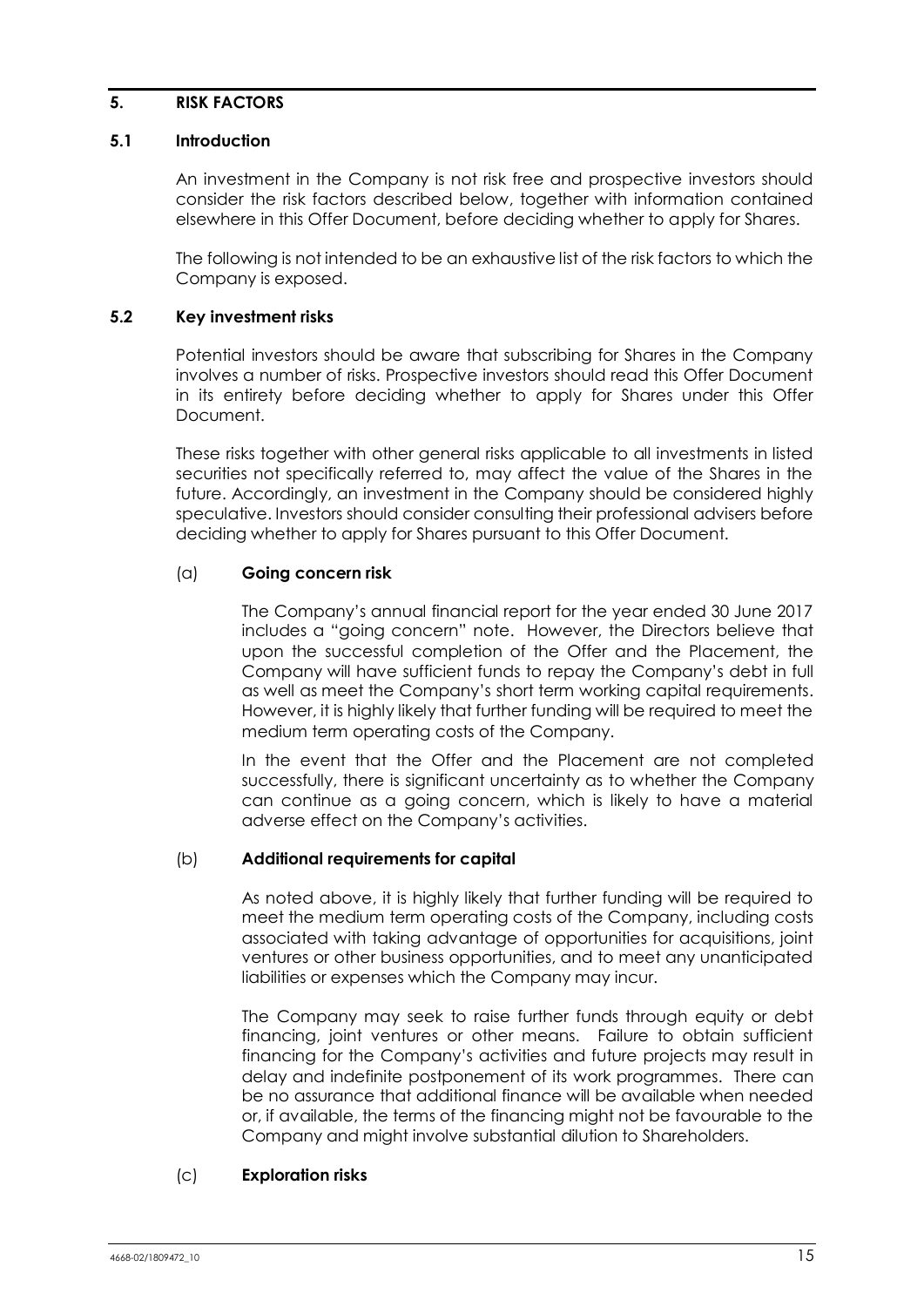## 5. RISK FACTORS

### 5.1 Introduction

An investment in the Company is not risk free and prospective investors should consider the risk factors described below, together with information contained elsewhere in this Offer Document, before deciding whether to apply for Shares.

The following is not intended to be an exhaustive list of the risk factors to which the Company is exposed.

### 5.2 Key investment risks

Potential investors should be aware that subscribing for Shares in the Company involves a number of risks. Prospective investors should read this Offer Document in its entirety before deciding whether to apply for Shares under this Offer Document.

These risks together with other general risks applicable to all investments in listed securities not specifically referred to, may affect the value of the Shares in the future. Accordingly, an investment in the Company should be considered highly speculative. Investors should consider consulting their professional advisers before deciding whether to apply for Shares pursuant to this Offer Document.

(a) **Going concern risk**

The Company's annual financial report for the year ended 30 June 2017 includes a "going concern" note. However, the Directors believe that upon the successful completion of the Offer and the Placement, the Company will have sufficient funds to repay the Company's debt in full as well as meet the Company's short term working capital requirements. However, it is highly likely that further funding will be required to meet the medium term operating costs of the Company.

In the event that the Offer and the Placement are not completed successfully, there is significant uncertainty as to whether the Company can continue as a going concern, which is likely to have a material adverse effect on the Company's activities.

(b) **Additional requirements for capital**

As noted above, it is highly likely that further funding will be required to meet the medium term operating costs of the Company, including costs associated with taking advantage of opportunities for acquisitions, joint ventures or other business opportunities, and to meet any unanticipated liabilities or expenses which the Company may incur.

The Company may seek to raise further funds through equity or debt financing, joint ventures or other means. Failure to obtain sufficient financing for the Company's activities and future projects may result in delay and indefinite postponement of its work programmes. There can be no assurance that additional finance will be available when needed or, if available, the terms of the financing might not be favourable to the Company and might involve substantial dilution to Shareholders.

(c) **Exploration risks**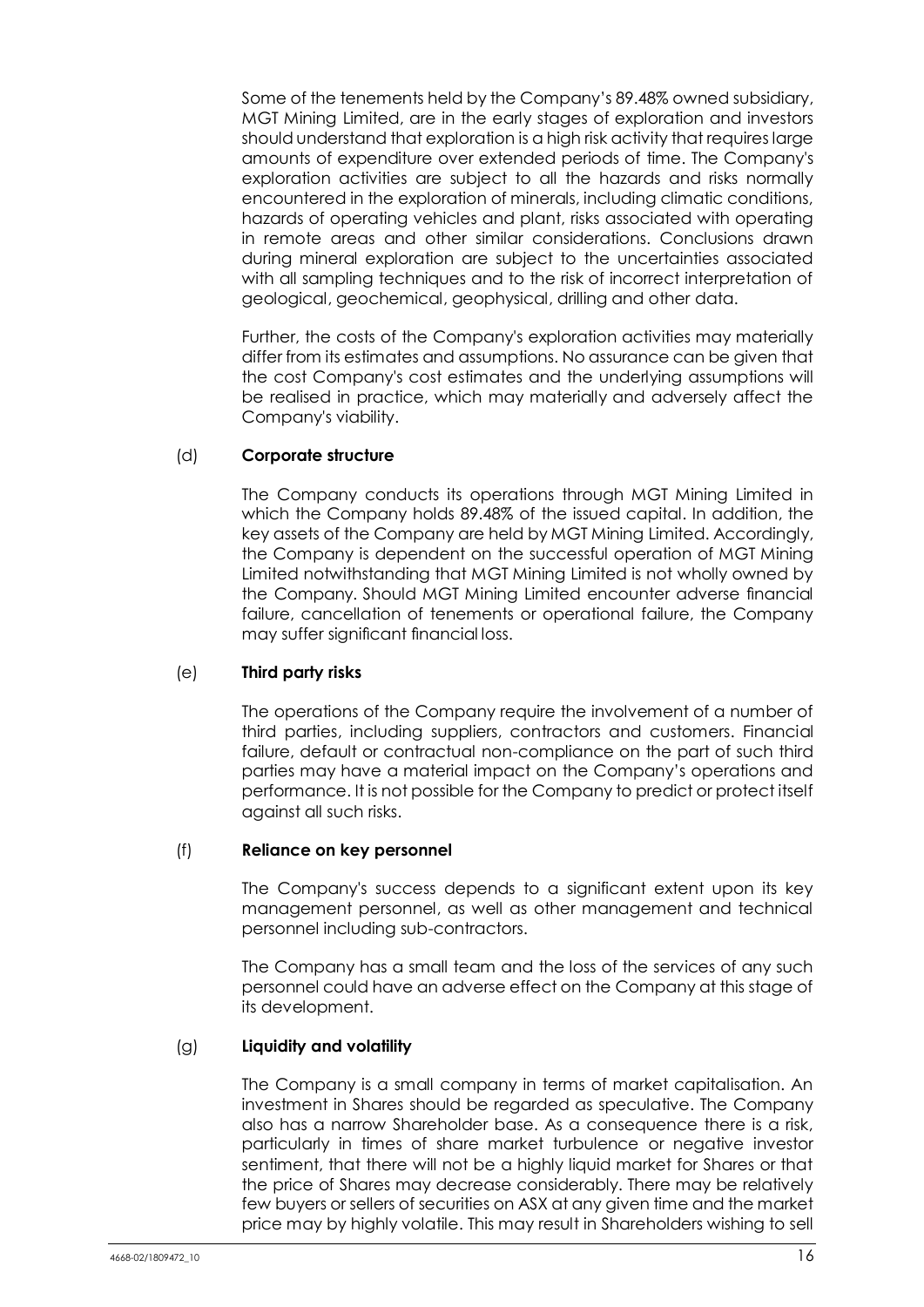Some of the tenements held by the Company's 89.48% owned subsidiary, MGT Mining Limited, are in the early stages of exploration and investors should understand that exploration is a high risk activity that requires large amounts of expenditure over extended periods of time. The Company's exploration activities are subject to all the hazards and risks normally encountered in the exploration of minerals, including climatic conditions, hazards of operating vehicles and plant, risks associated with operating in remote areas and other similar considerations. Conclusions drawn during mineral exploration are subject to the uncertainties associated with all sampling techniques and to the risk of incorrect interpretation of geological, geochemical, geophysical, drilling and other data.

Further, the costs of the Company's exploration activities may materially differ from its estimates and assumptions. No assurance can be given that the cost Company's cost estimates and the underlying assumptions will be realised in practice, which may materially and adversely affect the Company's viability.

(d) **Corporate structure**

The Company conducts its operations through MGT Mining Limited in which the Company holds 89.48% of the issued capital. In addition, the key assets of the Company are held by MGT Mining Limited. Accordingly, the Company is dependent on the successful operation of MGT Mining Limited notwithstanding that MGT Mining Limited is not wholly owned by the Company. Should MGT Mining Limited encounter adverse financial failure, cancellation of tenements or operational failure, the Company may suffer significant financial loss.

(e) **Third party risks**

The operations of the Company require the involvement of a number of third parties, including suppliers, contractors and customers. Financial failure, default or contractual non-compliance on the part of such third parties may have a material impact on the Company's operations and performance. It is not possible for the Company to predict or protect itself against all such risks.

(f) **Reliance on key personnel**

The Company's success depends to a significant extent upon its key management personnel, as well as other management and technical personnel including sub-contractors.

The Company has a small team and the loss of the services of any such personnel could have an adverse effect on the Company at this stage of its development.

(g) **Liquidity and volatility**

The Company is a small company in terms of market capitalisation. An investment in Shares should be regarded as speculative. The Company also has a narrow Shareholder base. As a consequence there is a risk, particularly in times of share market turbulence or negative investor sentiment, that there will not be a highly liquid market for Shares or that the price of Shares may decrease considerably. There may be relatively few buyers or sellers of securities on ASX at any given time and the market price may by highly volatile. This may result in Shareholders wishing to sell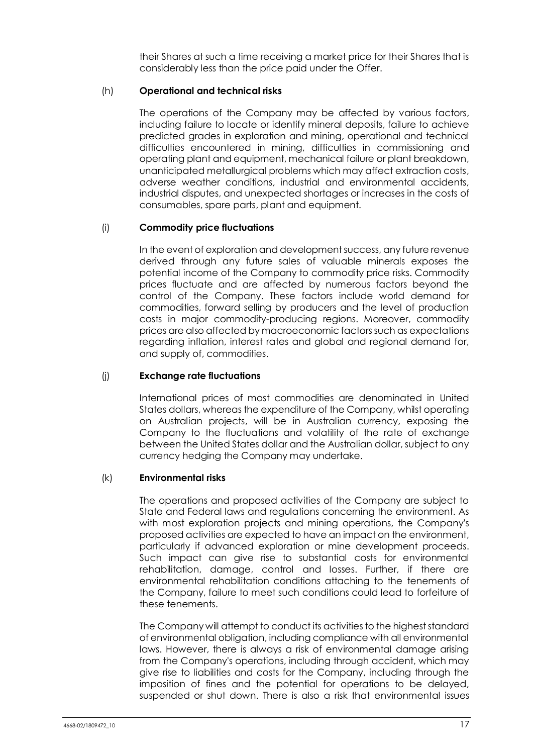their Shares at such a time receiving a market price for their Shares that is considerably less than the price paid under the Offer.

(h) **Operational and technical risks**

The operations of the Company may be affected by various factors, including failure to locate or identify mineral deposits, failure to achieve predicted grades in exploration and mining, operational and technical difficulties encountered in mining, difficulties in commissioning and operating plant and equipment, mechanical failure or plant breakdown, unanticipated metallurgical problems which may affect extraction costs, adverse weather conditions, industrial and environmental accidents, industrial disputes, and unexpected shortages or increases in the costs of consumables, spare parts, plant and equipment.

(i) **Commodity price fluctuations**

In the event of exploration and development success, any future revenue derived through any future sales of valuable minerals exposes the potential income of the Company to commodity price risks. Commodity prices fluctuate and are affected by numerous factors beyond the control of the Company. These factors include world demand for commodities, forward selling by producers and the level of production costs in major commodity-producing regions. Moreover, commodity prices are also affected by macroeconomic factors such as expectations regarding inflation, interest rates and global and regional demand for, and supply of, commodities.

(j) **Exchange rate fluctuations**

International prices of most commodities are denominated in United States dollars, whereas the expenditure of the Company, whilst operating on Australian projects, will be in Australian currency, exposing the Company to the fluctuations and volatility of the rate of exchange between the United States dollar and the Australian dollar, subject to any currency hedging the Company may undertake.

(k) **Environmental risks**

The operations and proposed activities of the Company are subject to State and Federal laws and regulations concerning the environment. As with most exploration projects and mining operations, the Company's proposed activities are expected to have an impact on the environment, particularly if advanced exploration or mine development proceeds. Such impact can give rise to substantial costs for environmental rehabilitation, damage, control and losses. Further, if there are environmental rehabilitation conditions attaching to the tenements of the Company, failure to meet such conditions could lead to forfeiture of these tenements.

The Company will attempt to conduct its activities to the highest standard of environmental obligation, including compliance with all environmental laws. However, there is always a risk of environmental damage arising from the Company's operations, including through accident, which may give rise to liabilities and costs for the Company, including through the imposition of fines and the potential for operations to be delayed, suspended or shut down. There is also a risk that environmental issues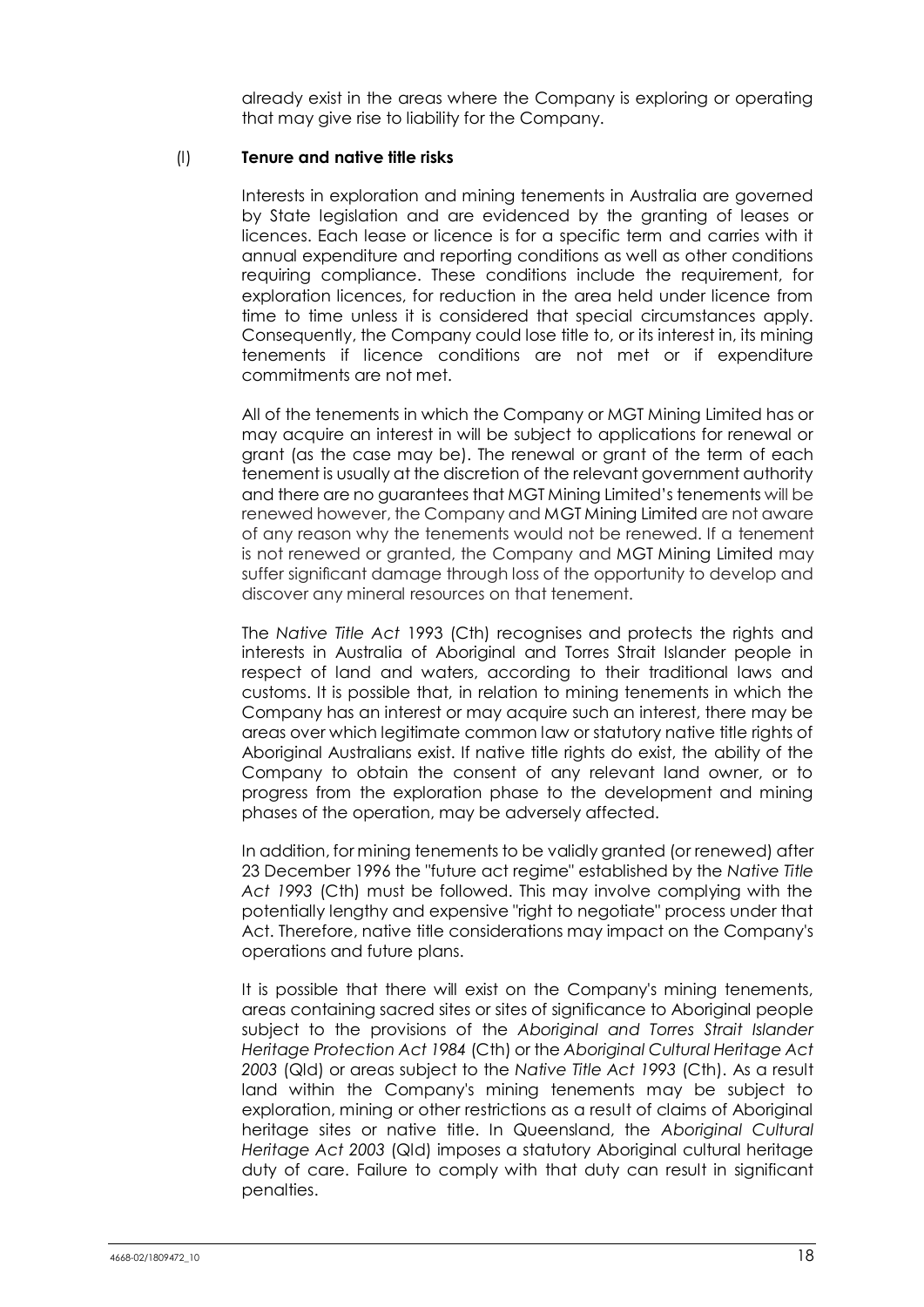already exist in the areas where the Company is exploring or operating that may give rise to liability for the Company.

(l) **Tenure and native title risks**

Interests in exploration and mining tenements in Australia are governed by State legislation and are evidenced by the granting of leases or licences. Each lease or licence is for a specific term and carries with it annual expenditure and reporting conditions as well as other conditions requiring compliance. These conditions include the requirement, for exploration licences, for reduction in the area held under licence from time to time unless it is considered that special circumstances apply. Consequently, the Company could lose title to, or its interest in, its mining tenements if licence conditions are not met or if expenditure commitments are not met.

All of the tenements in which the Company or MGT Mining Limited has or may acquire an interest in will be subject to applications for renewal or grant (as the case may be). The renewal or grant of the term of each tenement is usually at the discretion of the relevant government authority and there are no guarantees that MGT Mining Limited's tenements will be renewed however, the Company and MGT Mining Limited are not aware of any reason why the tenements would not be renewed. If a tenement is not renewed or granted, the Company and MGT Mining Limited may suffer significant damage through loss of the opportunity to develop and discover any mineral resources on that tenement.

The *Native Title Act* 1993 (Cth) recognises and protects the rights and interests in Australia of Aboriginal and Torres Strait Islander people in respect of land and waters, according to their traditional laws and customs. It is possible that, in relation to mining tenements in which the Company has an interest or may acquire such an interest, there may be areas over which legitimate common law or statutory native title rights of Aboriginal Australians exist. If native title rights do exist, the ability of the Company to obtain the consent of any relevant land owner, or to progress from the exploration phase to the development and mining phases of the operation, may be adversely affected.

In addition, for mining tenements to be validly granted (or renewed) after 23 December 1996 the "future act regime" established by the *Native Title Act 1993* (Cth) must be followed. This may involve complying with the potentially lengthy and expensive "right to negotiate" process under that Act. Therefore, native title considerations may impact on the Company's operations and future plans.

It is possible that there will exist on the Company's mining tenements, areas containing sacred sites or sites of significance to Aboriginal people subject to the provisions of the *Aboriginal and Torres Strait Islander Heritage Protection Act 1984* (Cth) or the *Aboriginal Cultural Heritage Act 2003* (Qld) or areas subject to the *Native Title Act 1993* (Cth). As a result land within the Company's mining tenements may be subject to exploration, mining or other restrictions as a result of claims of Aboriginal heritage sites or native title. In Queensland, the *Aboriginal Cultural Heritage Act 2003* (Qld) imposes a statutory Aboriginal cultural heritage duty of care. Failure to comply with that duty can result in significant penalties.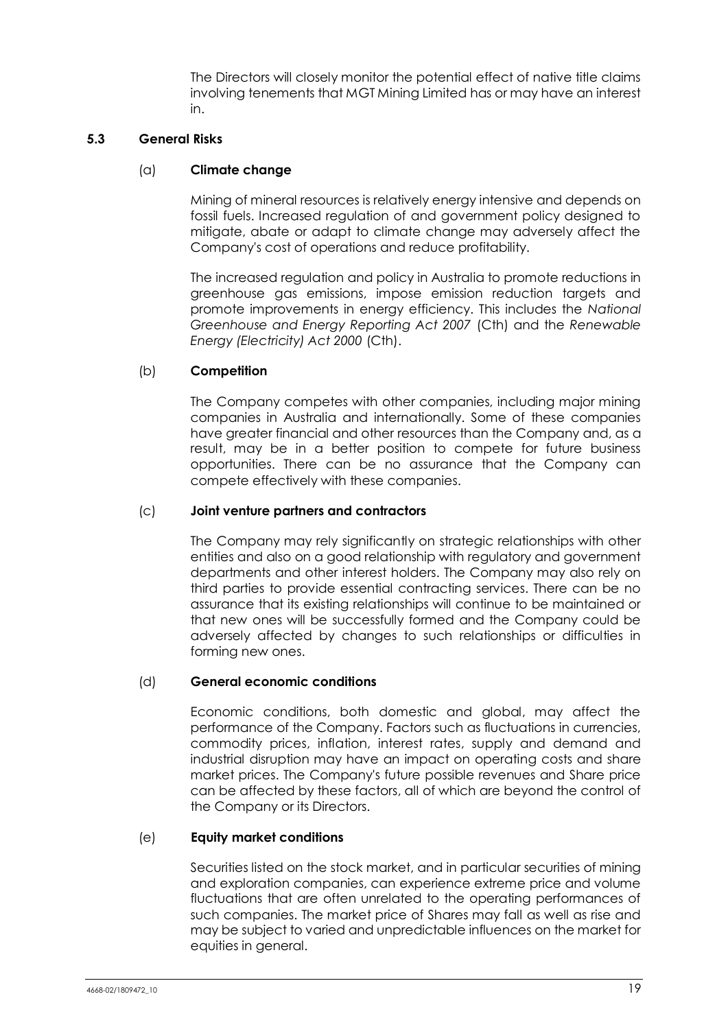The Directors will closely monitor the potential effect of native title claims involving tenements that MGT Mining Limited has or may have an interest in.

### 5.3 General Risks

#### (a) Climate change

Mining of mineral resources is relatively energy intensive and depends on fossil fuels. Increased regulation of and government policy designed to mitigate, abate or adapt to climate change may adversely affect the Company's cost of operations and reduce profitability.

The increased regulation and policy in Australia to promote reductions in greenhouse gas emissions, impose emission reduction targets and promote improvements in energy efficiency. This includes the *National Greenhouse and Energy Reporting Act 2007* (Cth) and the *Renewable Energy (Electricity) Act 2000* (Cth).

#### (b) Competition

The Company competes with other companies, including major mining companies in Australia and internationally. Some of these companies have greater financial and other resources than the Company and, as a result, may be in a better position to compete for future business opportunities. There can be no assurance that the Company can compete effectively with these companies.

#### (c) Joint venture partners and contractors

The Company may rely significantly on strategic relationships with other entities and also on a good relationship with regulatory and government departments and other interest holders. The Company may also rely on third parties to provide essential contracting services. There can be no assurance that its existing relationships will continue to be maintained or that new ones will be successfully formed and the Company could be adversely affected by changes to such relationships or difficulties in forming new ones.

#### (d) General economic conditions

Economic conditions, both domestic and global, may affect the performance of the Company. Factors such as fluctuations in currencies, commodity prices, inflation, interest rates, supply and demand and industrial disruption may have an impact on operating costs and share market prices. The Company's future possible revenues and Share price can be affected by these factors, all of which are beyond the control of the Company or its Directors.

#### (e) Equity market conditions

Securities listed on the stock market, and in particular securities of mining and exploration companies, can experience extreme price and volume fluctuations that are often unrelated to the operating performances of such companies. The market price of Shares may fall as well as rise and may be subject to varied and unpredictable influences on the market for equities in general.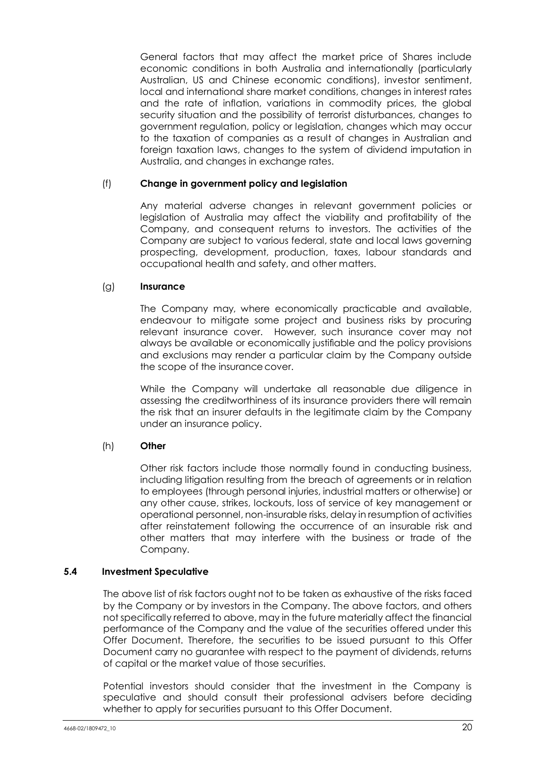General factors that may affect the market price of Shares include economic conditions in both Australia and internationally (particularly Australian, US and Chinese economic conditions), investor sentiment, local and international share market conditions, changes in interest rates and the rate of inflation, variations in commodity prices, the global security situation and the possibility of terrorist disturbances, changes to government regulation, policy or legislation, changes which may occur to the taxation of companies as a result of changes in Australian and foreign taxation laws, changes to the system of dividend imputation in Australia, and changes in exchange rates.

(f) **Change in government policy and legislation**

Any material adverse changes in relevant government policies or legislation of Australia may affect the viability and profitability of the Company, and consequent returns to investors. The activities of the Company are subject to various federal, state and local laws governing prospecting, development, production, taxes, labour standards and occupational health and safety, and other matters.

(g) **Insurance**

The Company may, where economically practicable and available, endeavour to mitigate some project and business risks by procuring relevant insurance cover. However, such insurance cover may not always be available or economically justifiable and the policy provisions and exclusions may render a particular claim by the Company outside the scope of the insurance cover.

While the Company will undertake all reasonable due diligence in assessing the creditworthiness of its insurance providers there will remain the risk that an insurer defaults in the legitimate claim by the Company under an insurance policy.

(h) **Other**

Other risk factors include those normally found in conducting business, including litigation resulting from the breach of agreements or in relation to employees (through personal injuries, industrial matters or otherwise) or any other cause, strikes, lockouts, loss of service of key management or operational personnel, non-insurable risks, delay in resumption of activities after reinstatement following the occurrence of an insurable risk and other matters that may interfere with the business or trade of the Company.

### 5.4 Investment Speculative

The above list of risk factors ought not to be taken as exhaustive of the risks faced by the Company or by investors in the Company. The above factors, and others not specifically referred to above, may in the future materially affect the financial performance of the Company and the value of the securities offered under this Offer Document. Therefore, the securities to be issued pursuant to this Offer Document carry no guarantee with respect to the payment of dividends, returns of capital or the market value of those securities.

Potential investors should consider that the investment in the Company is speculative and should consult their professional advisers before deciding whether to apply for securities pursuant to this Offer Document.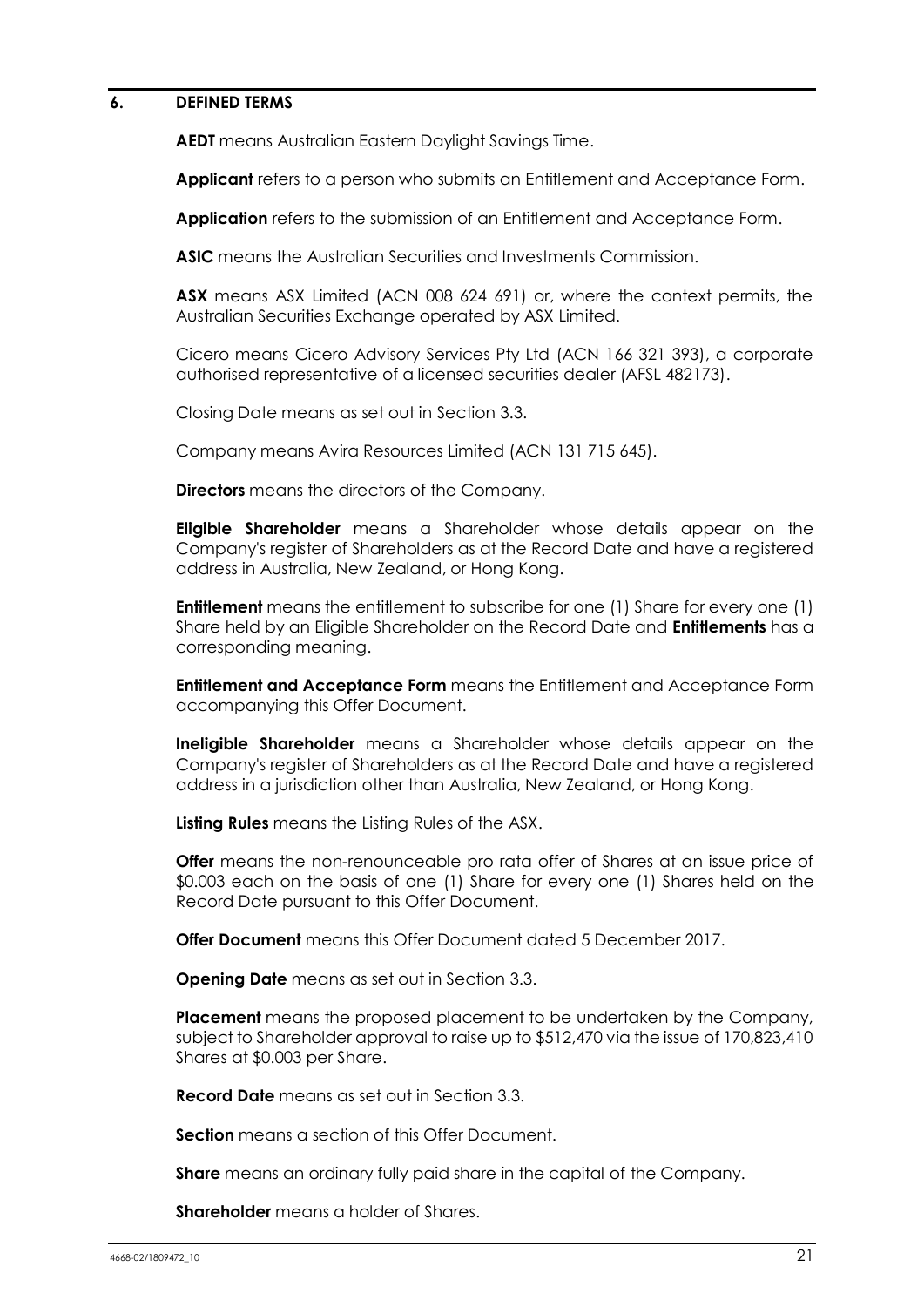## 6. DEFINED TERMS

**AEDT** means Australian Eastern Daylight Savings Time.

**Applicant** refers to a person who submits an Entitlement and Acceptance Form.

**Application** refers to the submission of an Entitlement and Acceptance Form.

**ASIC** means the Australian Securities and Investments Commission.

**ASX** means ASX Limited (ACN 008 624 691) or, where the context permits, the Australian Securities Exchange operated by ASX Limited.

Cicero means Cicero Advisory Services Pty Ltd (ACN 166 321 393), a corporate authorised representative of a licensed securities dealer (AFSL 482173).

Closing Date means as set out in Section 3.3.

Company means Avira Resources Limited (ACN 131 715 645).

**Directors** means the directors of the Company.

**Eligible Shareholder** means a Shareholder whose details appear on the Company's register of Shareholders as at the Record Date and have a registered address in Australia, New Zealand, or Hong Kong.

**Entitlement** means the entitlement to subscribe for one (1) Share for every one (1) Share held by an Eligible Shareholder on the Record Date and **Entitlements** has a corresponding meaning.

**Entitlement and Acceptance Form** means the Entitlement and Acceptance Form accompanying this Offer Document.

**Ineligible Shareholder** means a Shareholder whose details appear on the Company's register of Shareholders as at the Record Date and have a registered address in a jurisdiction other than Australia, New Zealand, or Hong Kong.

**Listing Rules** means the Listing Rules of the ASX.

**Offer** means the non-renounceable pro rata offer of Shares at an issue price of $0.003 each on the basis of one (1) Share for every one (1) Shares held on the Record Date pursuant to this Offer Document.

**Offer Document** means this Offer Document dated 5 December 2017.

**Opening Date** means as set out in Section 3.3.

**Placement** means the proposed placement to be undertaken by the Company, subject to Shareholder approval to raise up to $512,470 via the issue of 170,823,410 Shares at $0.003 per Share.

**Record Date** means as set out in Section 3.3.

**Section** means a section of this Offer Document.

**Share** means an ordinary fully paid share in the capital of the Company.

**Shareholder** means a holder of Shares.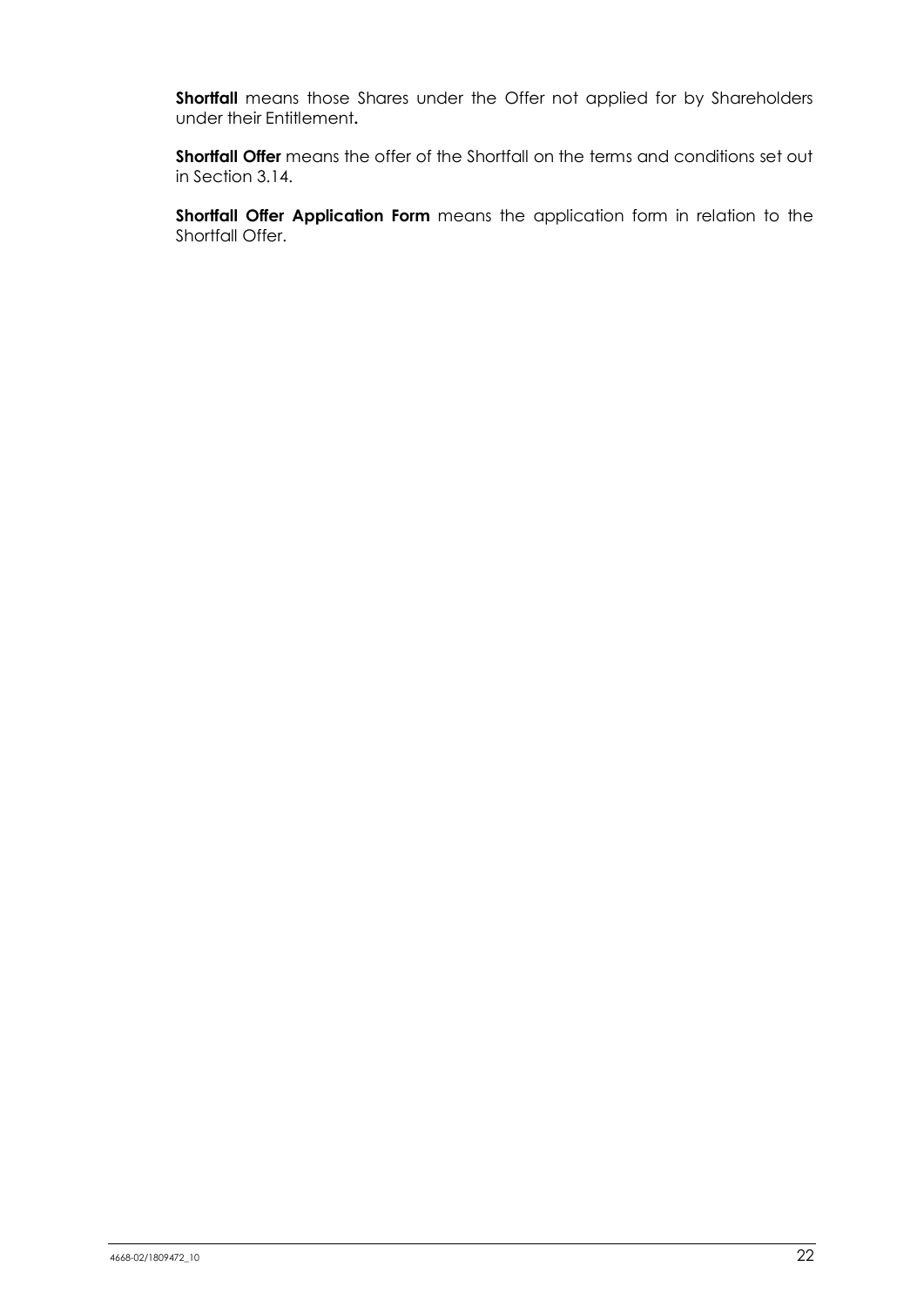**Shortfall** means those Shares under the Offer not applied for by Shareholders under their Entitlement**.**

**Shortfall Offer** means the offer of the Shortfall on the terms and conditions set out in Section 3.14.

**Shortfall Offer Application Form** means the application form in relation to the Shortfall Offer.